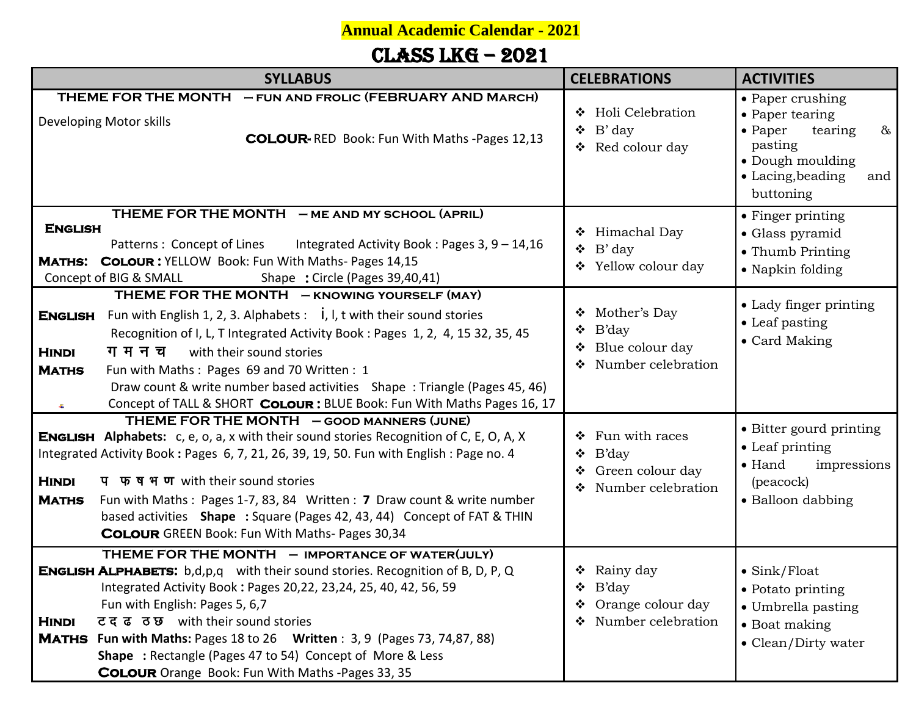# Annual Academic Calendar - 2021

## CLASS LKG – 2021

| SYLLABUS | CELEBRATIONS | ACTIVITIES |
|---|---|---|
| **THEME FOR THE MONTH – FUN AND FROLIC (FEBRUARY AND March)**<br>Developing Motor skills<br>**COLOUR-** RED Book: Fun With Maths -Pages 12,13 | ❖ Holi Celebration<br>❖ B' day<br>❖ Red colour day | • Paper crushing<br>• Paper tearing<br>• Paper tearing & pasting<br>• Dough moulding<br>• Lacing,beading and buttoning |
| **THEME FOR THE MONTH – ME AND MY SCHOOL (APRIL)**<br>**English**<br>Patterns : Concept of Lines Integrated Activity Book : Pages 3, 9 – 14,16<br>**Maths: Colour :** YELLOW Book: Fun With Maths- Pages 14,15<br>Concept of BIG & SMALL Shape **:** Circle (Pages 39,40,41) | ❖ Himachal Day<br>❖ B' day<br>❖ Yellow colour day | • Finger printing<br>• Glass pyramid<br>• Thumb Printing<br>• Napkin folding |
| **THEME FOR THE MONTH – KNOWING YOURSELF (MAY)**<br>**English** Fun with English 1, 2, 3. Alphabets : i, l, t with their sound stories<br>Recognition of I, L, T Integrated Activity Book : Pages 1, 2, 4, 15 32, 35, 45<br>**Hindi** ग म न च with their sound stories<br>**Maths** Fun with Maths : Pages 69 and 70 Written : 1<br>Draw count & write number based activities Shape : Triangle (Pages 45, 46)<br>Concept of TALL & SHORT **Colour :** BLUE Book: Fun With Maths Pages 16, 17 | ❖ Mother's Day<br>❖ B'day<br>❖ Blue colour day<br>❖ Number celebration | • Lady finger printing<br>• Leaf pasting<br>• Card Making |
| **THEME FOR THE MONTH – GOOD MANNERS (JUNE)**<br>**English Alphabets:** c, e, o, a, x with their sound stories Recognition of C, E, O, A, X Integrated Activity Book **:** Pages 6, 7, 21, 26, 39, 19, 50. Fun with English : Page no. 4<br>**Hindi** प फ ष भ ण with their sound stories<br>**Maths** Fun with Maths : Pages 1-7, 83, 84 Written : **7** Draw count & write number based activities **Shape :** Square (Pages 42, 43, 44) Concept of FAT & THIN<br>**Colour** GREEN Book: Fun With Maths- Pages 30,34 | ❖ Fun with races<br>❖ B'day<br>❖ Green colour day<br>❖ Number celebration | • Bitter gourd printing<br>• Leaf printing<br>• Hand impressions (peacock)<br>• Balloon dabbing |
| **THEME FOR THE MONTH – IMPORTANCE OF WATER(JULY)**<br>**English Alphabets:** b,d,p,q with their sound stories. Recognition of B, D, P, Q<br>Integrated Activity Book **:** Pages 20,22, 23,24, 25, 40, 42, 56, 59<br>Fun with English: Pages 5, 6,7<br>**Hindi** ट द ढ ठ छ with their sound stories<br>**Maths Fun with Maths:** Pages 18 to 26 **Written** : 3, 9 (Pages 73, 74,87, 88)<br>**Shape :** Rectangle (Pages 47 to 54) Concept of More & Less<br>**Colour** Orange Book: Fun With Maths -Pages 33, 35 | ❖ Rainy day<br>❖ B'day<br>❖ Orange colour day<br>❖ Number celebration | • Sink/Float<br>• Potato printing<br>• Umbrella pasting<br>• Boat making<br>• Clean/Dirty water |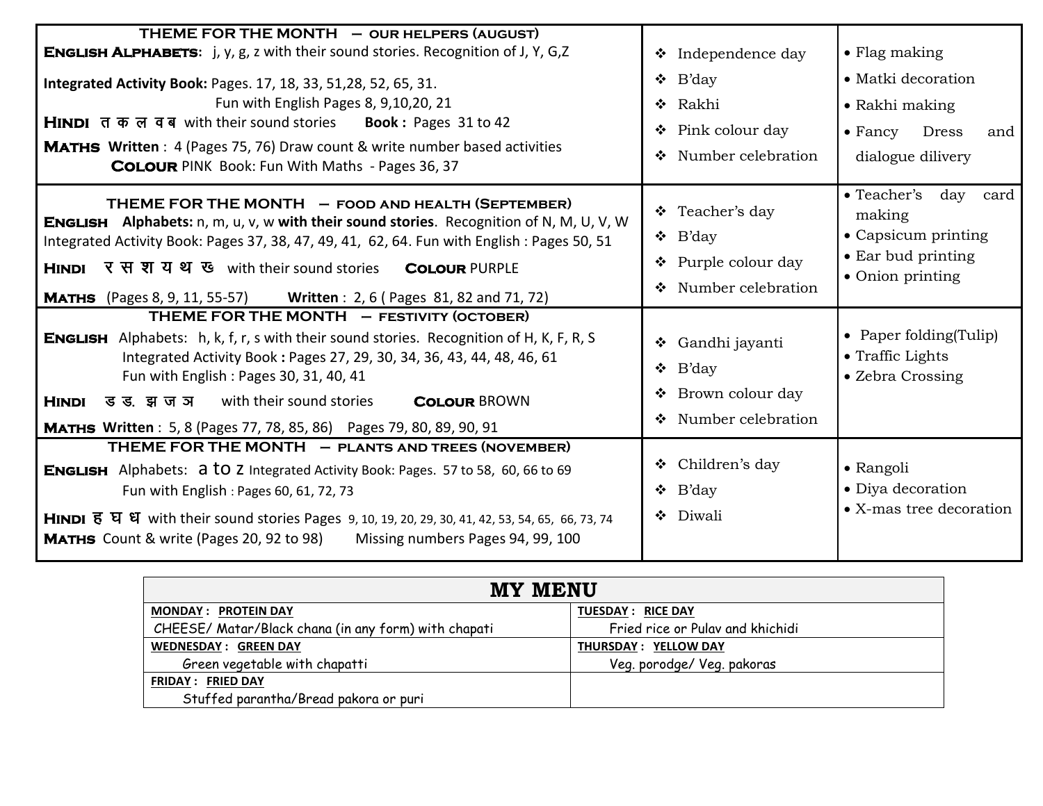| THEME FOR THE MONTH | | |
|---|---|---|
| **THEME FOR THE MONTH – OUR HELPERS (AUGUST)**<br>**ENGLISH ALPHABETS**: j, y, g, z with their sound stories. Recognition of J, Y, G,Z<br>**Integrated Activity Book:** Pages. 17, 18, 33, 51,28, 52, 65, 31.<br>Fun with English Pages 8, 9,10,20, 21<br>**HINDI** त क ल व ब with their sound stories **Book :** Pages 31 to 42<br>**MATHS Written** : 4 (Pages 75, 76) Draw count & write number based activities<br>**COLOUR** PINK Book: Fun With Maths - Pages 36, 37 | ❖ Independence day<br>❖ B'day<br>❖ Rakhi<br>❖ Pink colour day<br>❖ Number celebration | • Flag making<br>• Matki decoration<br>• Rakhi making<br>• Fancy Dress and dialogue dilivery |
| **THEME FOR THE MONTH – FOOD AND HEALTH (SEPTEMBER)**<br>**ENGLISH Alphabets:** n, m, u, v, w **with their sound stories**. Recognition of N, M, U, V, W<br>Integrated Activity Book: Pages 37, 38, 47, 49, 41, 62, 64. Fun with English : Pages 50, 51<br>**HINDI** र स श य थ ख with their sound stories **COLOUR** PURPLE<br>**MATHS** (Pages 8, 9, 11, 55-57) **Written** : 2, 6 ( Pages 81, 82 and 71, 72) | ❖ Teacher's day<br>❖ B'day<br>❖ Purple colour day<br>❖ Number celebration | • Teacher's day card making<br>• Capsicum printing<br>• Ear bud printing<br>• Onion printing |
| **THEME FOR THE MONTH – FESTIVITY (OCTOBER)**<br>**ENGLISH** Alphabets: h, k, f, r, s with their sound stories. Recognition of H, K, F, R, S<br>Integrated Activity Book **:** Pages 27, 29, 30, 34, 36, 43, 44, 48, 46, 61<br>Fun with English : Pages 30, 31, 40, 41<br>**HINDI** ड ड. झ ज ञ with their sound stories **COLOUR** BROWN<br>**MATHS Written** : 5, 8 (Pages 77, 78, 85, 86) Pages 79, 80, 89, 90, 91 | ❖ Gandhi jayanti<br>❖ B'day<br>❖ Brown colour day<br>❖ Number celebration | • Paper folding(Tulip)<br>• Traffic Lights<br>• Zebra Crossing |
| **THEME FOR THE MONTH – PLANTS AND TREES (NOVEMBER)**<br>**ENGLISH** Alphabets: a to z Integrated Activity Book: Pages. 57 to 58, 60, 66 to 69<br>Fun with English : Pages 60, 61, 72, 73<br>**HINDI** ह घ ध with their sound stories Pages 9, 10, 19, 20, 29, 30, 41, 42, 53, 54, 65, 66, 73, 74<br>**MATHS** Count & write (Pages 20, 92 to 98) Missing numbers Pages 94, 99, 100 | ❖ Children's day<br>❖ B'day<br>❖ Diwali | • Rangoli<br>• Diya decoration<br>• X-mas tree decoration |

## MY MENU

| | |
|---|---|
| **MONDAY : PROTEIN DAY**<br>CHEESE/ Matar/Black chana (in any form) with chapati | **TUESDAY : RICE DAY**<br>Fried rice or Pulav and khichidi |
| **WEDNESDAY : GREEN DAY**<br>Green vegetable with chapatti | **THURSDAY : YELLOW DAY**<br>Veg. porodge/ Veg. pakoras |
| **FRIDAY : FRIED DAY**<br>Stuffed parantha/Bread pakora or puri | |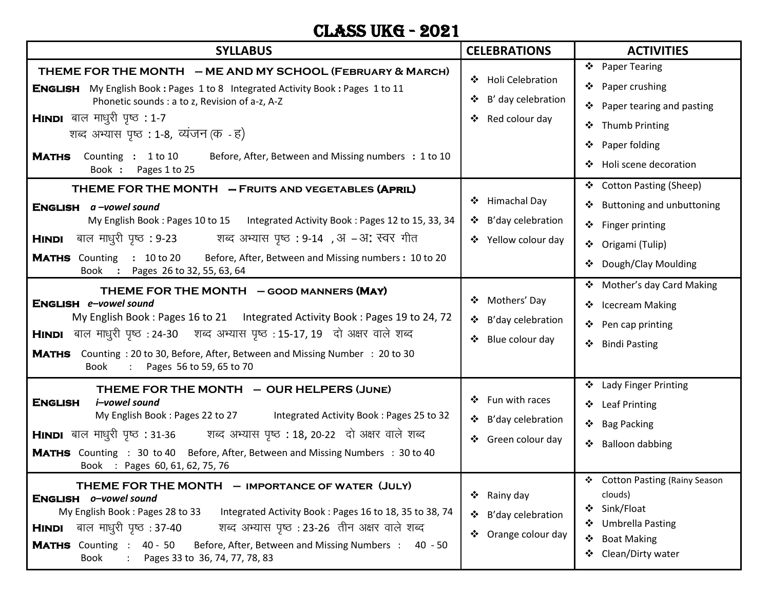# CLASS UKG - 2021

| SYLLABUS | CELEBRATIONS | ACTIVITIES |
|---|---|---|
| **THEME FOR THE MONTH – ME AND MY SCHOOL (FEBRUARY & MARCH)**<br>**ENGLISH** My English Book : Pages 1 to 8 Integrated Activity Book : Pages 1 to 11<br>Phonetic sounds : a to z, Revision of a-z, A-Z<br>**HINDI** बाल माधुरी पृष्ठ : 1-7<br>शब्द अभ्यास पृष्ठ : 1-8, व्यंजन (क - ह)<br>**MATHS** Counting : 1 to 10 Before, After, Between and Missing numbers : 1 to 10<br>Book : Pages 1 to 25 | ❖ Holi Celebration<br>❖ B' day celebration<br>❖ Red colour day | ❖ Paper Tearing<br>❖ Paper crushing<br>❖ Paper tearing and pasting<br>❖ Thumb Printing<br>❖ Paper folding<br>❖ Holi scene decoration |
| **THEME FOR THE MONTH – FRUITS AND VEGETABLES (APRIL)**<br>**ENGLISH** *a –vowel sound*<br>My English Book : Pages 10 to 15 Integrated Activity Book : Pages 12 to 15, 33, 34<br>**HINDI** बाल माधुरी पृष्ठ : 9-23 शब्द अभ्यास पृष्ठ : 9-14 , अ – अः स्वर गीत<br>**MATHS** Counting : 10 to 20 Before, After, Between and Missing numbers : 10 to 20<br>Book : Pages 26 to 32, 55, 63, 64 | ❖ Himachal Day<br>❖ B'day celebration<br>❖ Yellow colour day | ❖ Cotton Pasting (Sheep)<br>❖ Buttoning and unbuttoning<br>❖ Finger printing<br>❖ Origami (Tulip)<br>❖ Dough/Clay Moulding |
| **THEME FOR THE MONTH – GOOD MANNERS (MAY)**<br>**ENGLISH** *e–vowel sound*<br>My English Book : Pages 16 to 21 Integrated Activity Book : Pages 19 to 24, 72<br>**HINDI** बाल माधुरी पृष्ठ : 24-30 शब्द अभ्यास पृष्ठ : 15-17, 19 दो अक्षर वाले शब्द<br>**MATHS** Counting : 20 to 30, Before, After, Between and Missing Number : 20 to 30<br>Book : Pages 56 to 59, 65 to 70 | ❖ Mothers' Day<br>❖ B'day celebration<br>❖ Blue colour day | ❖ Mother's day Card Making<br>❖ Icecream Making<br>❖ Pen cap printing<br>❖ Bindi Pasting |
| **THEME FOR THE MONTH – OUR HELPERS (JUNE)**<br>**ENGLISH** *i–vowel sound*<br>My English Book : Pages 22 to 27 Integrated Activity Book : Pages 25 to 32<br>**HINDI** बाल माधुरी पृष्ठ : 31-36 शब्द अभ्यास पृष्ठ : 18, 20-22 दो अक्षर वाले शब्द<br>**MATHS** Counting : 30 to 40 Before, After, Between and Missing Numbers : 30 to 40<br>Book : Pages 60, 61, 62, 75, 76 | ❖ Fun with races<br>❖ B'day celebration<br>❖ Green colour day | ❖ Lady Finger Printing<br>❖ Leaf Printing<br>❖ Bag Packing<br>❖ Balloon dabbing |
| **THEME FOR THE MONTH – IMPORTANCE OF WATER (JULY)**<br>**ENGLISH** *o–vowel sound*<br>My English Book : Pages 28 to 33 Integrated Activity Book : Pages 16 to 18, 35 to 38, 74<br>**HINDI** बाल माधुरी पृष्ठ : 37-40 शब्द अभ्यास पृष्ठ : 23-26 तीन अक्षर वाले शब्द<br>**MATHS** Counting : 40 - 50 Before, After, Between and Missing Numbers : 40 - 50<br>Book : Pages 33 to 36, 74, 77, 78, 83 | ❖ Rainy day<br>❖ B'day celebration<br>❖ Orange colour day | ❖ Cotton Pasting (Rainy Season clouds)<br>❖ Sink/Float<br>❖ Umbrella Pasting<br>❖ Boat Making<br>❖ Clean/Dirty water |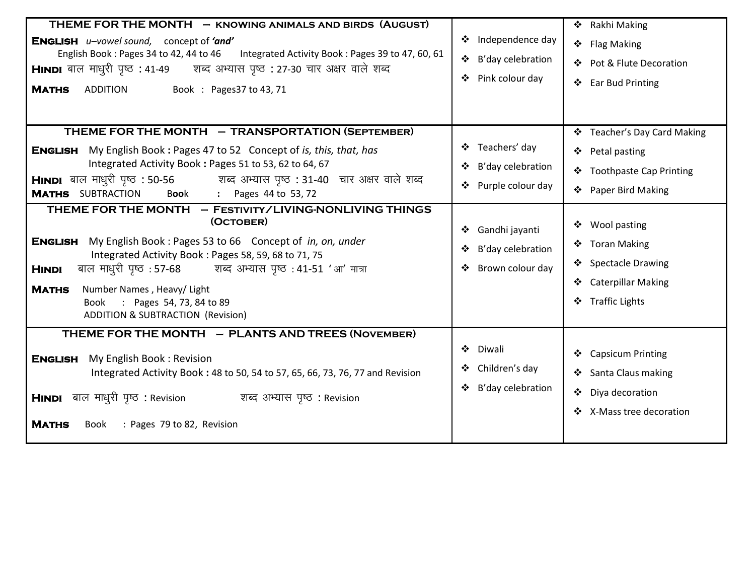| THEME FOR THE MONTH – KNOWING ANIMALS AND BIRDS (AUGUST) | | |
|---|---|---|
| **ENGLISH** *u–vowel sound,* concept of ***'and'***<br>English Book : Pages 34 to 42, 44 to 46 Integrated Activity Book : Pages 39 to 47, 60, 61<br>**HINDI** बाल माधुरी पृष्ठ : 41-49 शब्द अभ्यास पृष्ठ : 27-30 चार अक्षर वाले शब्द<br>**MATHS** ADDITION Book : Pages37 to 43, 71 | ❖ Independence day<br>❖ B'day celebration<br>❖ Pink colour day | ❖ Rakhi Making<br>❖ Flag Making<br>❖ Pot & Flute Decoration<br>❖ Ear Bud Printing |
| **THEME FOR THE MONTH – TRANSPORTATION (SEPTEMBER)** | | |
| **ENGLISH** My English Book : Pages 47 to 52 Concept of *is, this, that, has*<br>Integrated Activity Book : Pages 51 to 53, 62 to 64, 67<br>**HINDI** बाल माधुरी पृष्ठ : 50-56 शब्द अभ्यास पृष्ठ : 31-40 चार अक्षर वाले शब्द<br>**MATHS** SUBTRACTION Book : Pages 44 to 53, 72 | ❖ Teachers' day<br>❖ B'day celebration<br>❖ Purple colour day | ❖ Teacher's Day Card Making<br>❖ Petal pasting<br>❖ Toothpaste Cap Printing<br>❖ Paper Bird Making |
| **THEME FOR THE MONTH – FESTIVITY/LIVING-NONLIVING THINGS (OCTOBER)** | | |
| **ENGLISH** My English Book : Pages 53 to 66 Concept of *in, on, under*<br>Integrated Activity Book : Pages 58, 59, 68 to 71, 75<br>**HINDI** बाल माधुरी पृष्ठ : 57-68 शब्द अभ्यास पृष्ठ : 41-51 'आ' मात्रा<br>**MATHS** Number Names , Heavy/ Light<br>Book : Pages 54, 73, 84 to 89<br>ADDITION & SUBTRACTION (Revision) | ❖ Gandhi jayanti<br>❖ B'day celebration<br>❖ Brown colour day | ❖ Wool pasting<br>❖ Toran Making<br>❖ Spectacle Drawing<br>❖ Caterpillar Making<br>❖ Traffic Lights |
| **THEME FOR THE MONTH – PLANTS AND TREES (NOVEMBER)** | | |
| **ENGLISH** My English Book : Revision<br>Integrated Activity Book : 48 to 50, 54 to 57, 65, 66, 73, 76, 77 and Revision<br>**HINDI** बाल माधुरी पृष्ठ : Revision शब्द अभ्यास पृष्ठ : Revision<br>**MATHS** Book : Pages 79 to 82, Revision | ❖ Diwali<br>❖ Children's day<br>❖ B'day celebration | ❖ Capsicum Printing<br>❖ Santa Claus making<br>❖ Diya decoration<br>❖ X-Mass tree decoration |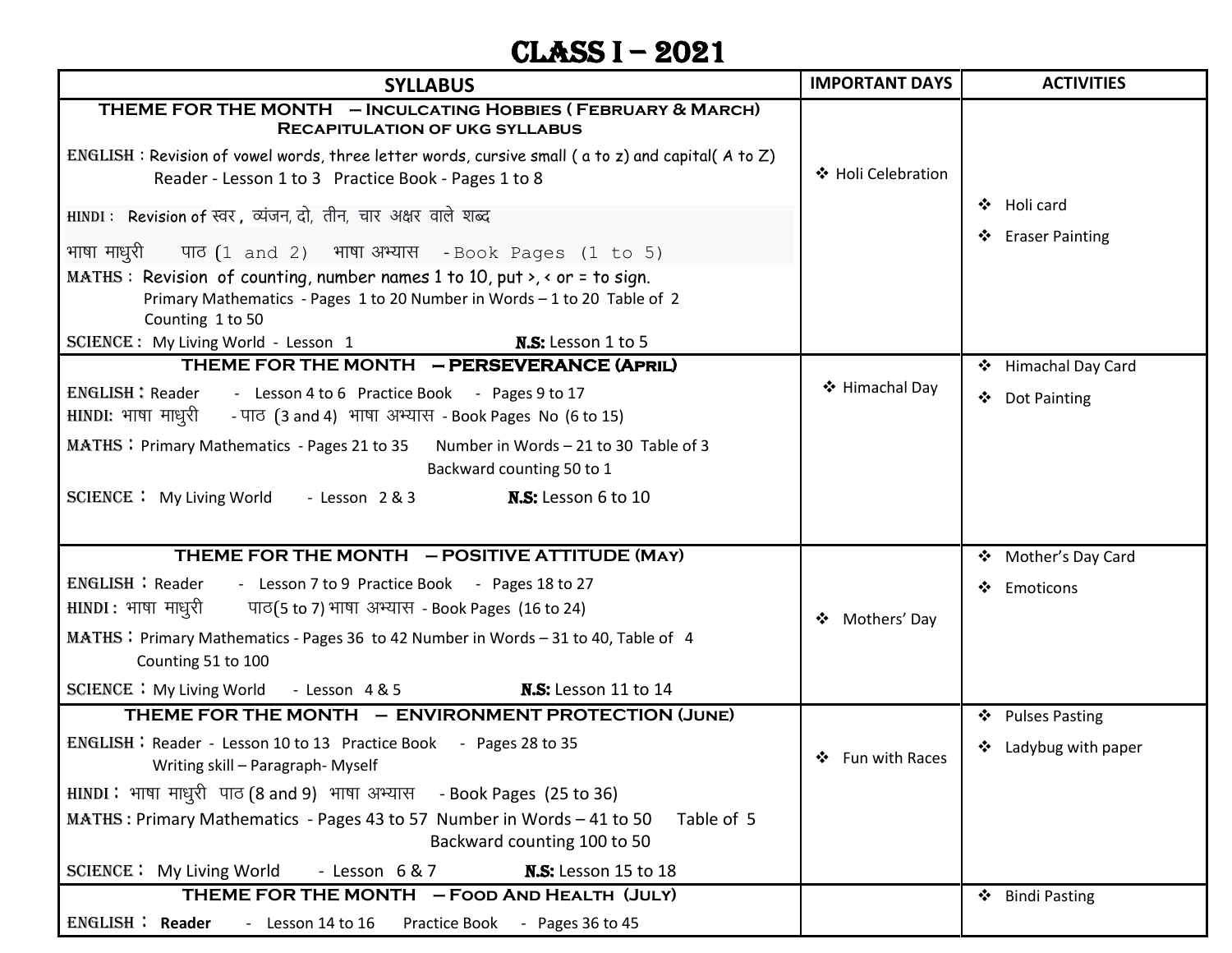# CLASS I – 2021

| SYLLABUS | IMPORTANT DAYS | ACTIVITIES |
|---|---|---|
| **THEME FOR THE MONTH – Inculcating Hobbies ( February & March)**<br>**Recapitulation of UKG syllabus**<br>**ENGLISH** : Revision of vowel words, three letter words, cursive small ( a to z) and capital( A to Z)<br>Reader - Lesson 1 to 3 Practice Book - Pages 1 to 8<br>**HINDI** : Revision of स्वर , व्यंजन, दो, तीन, चार अक्षर वाले शब्द<br>भाषा माधुरी पाठ (1 and 2) भाषा अभ्यास - Book Pages (1 to 5)<br>**MATHS** : Revision of counting, number names 1 to 10, put >, < or = to sign.<br>Primary Mathematics - Pages 1 to 20 Number in Words – 1 to 20 Table of 2<br>Counting 1 to 50<br>**SCIENCE** : My Living World - Lesson 1 **N.S:** Lesson 1 to 5 | ❖ Holi Celebration | ❖ Holi card<br>❖ Eraser Painting |
| **THEME FOR THE MONTH – PERSEVERANCE (April)**<br>**ENGLISH** : Reader - Lesson 4 to 6 Practice Book - Pages 9 to 17<br>**HINDI:** भाषा माधुरी - पाठ (3 and 4) भाषा अभ्यास - Book Pages No (6 to 15)<br>**MATHS** : Primary Mathematics - Pages 21 to 35 Number in Words – 21 to 30 Table of 3<br>Backward counting 50 to 1<br>**SCIENCE** : My Living World - Lesson 2 & 3 **N.S:** Lesson 6 to 10 | ❖ Himachal Day | ❖ Himachal Day Card<br>❖ Dot Painting |
| **THEME FOR THE MONTH – POSITIVE ATTITUDE (May)**<br>**ENGLISH** : Reader - Lesson 7 to 9 Practice Book - Pages 18 to 27<br>**HINDI** : भाषा माधुरी पाठ(5 to 7) भाषा अभ्यास - Book Pages (16 to 24)<br>**MATHS** : Primary Mathematics - Pages 36 to 42 Number in Words – 31 to 40, Table of 4<br>Counting 51 to 100<br>**SCIENCE** : My Living World - Lesson 4 & 5 **N.S:** Lesson 11 to 14 | ❖ Mothers' Day | ❖ Mother's Day Card<br>❖ Emoticons |
| **THEME FOR THE MONTH – ENVIRONMENT PROTECTION (June)**<br>**ENGLISH** : Reader - Lesson 10 to 13 Practice Book - Pages 28 to 35<br>Writing skill – Paragraph- Myself<br>**HINDI** : भाषा माधुरी पाठ (8 and 9) भाषा अभ्यास - Book Pages (25 to 36)<br>**MATHS** : Primary Mathematics - Pages 43 to 57 Number in Words – 41 to 50 Table of 5<br>Backward counting 100 to 50<br>**SCIENCE** : My Living World - Lesson 6 & 7 **N.S:** Lesson 15 to 18 | ❖ Fun with Races | ❖ Pulses Pasting<br>❖ Ladybug with paper |
| **THEME FOR THE MONTH – Food And Health (July)**<br>**ENGLISH** : **Reader** - Lesson 14 to 16 Practice Book - Pages 36 to 45 | | ❖ Bindi Pasting |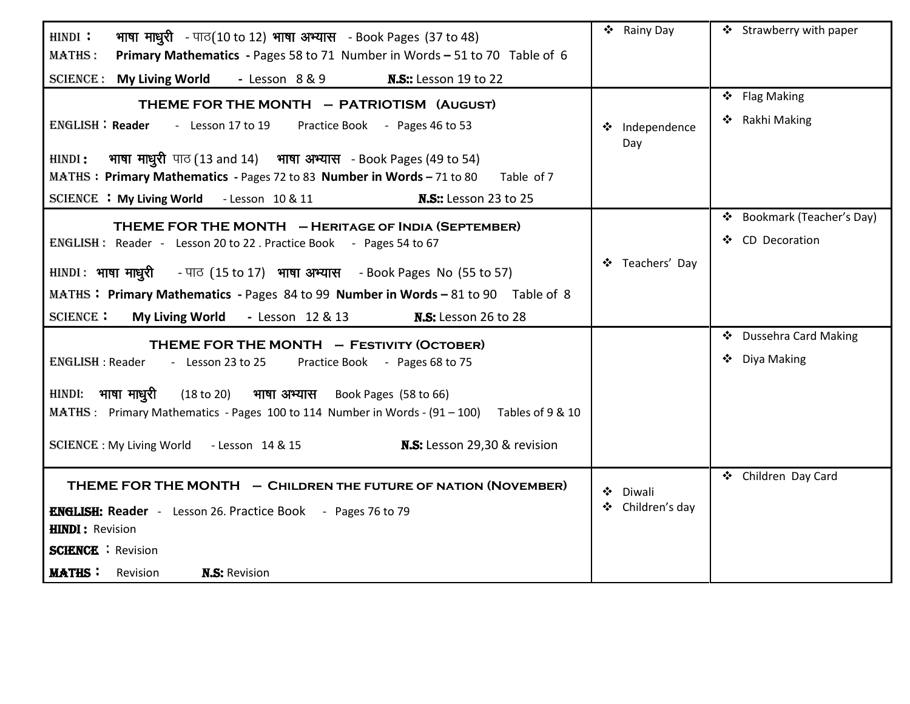| Syllabus | Celebrations | Activities |
|---|---|---|
| HINDI : भाषा माधुरी - पाठ(10 to 12) भाषा अभ्यास - Book Pages (37 to 48)<br>MATHS : **Primary Mathematics** - Pages 58 to 71 Number in Words – 51 to 70 Table of 6<br>SCIENCE : **My Living World** - Lesson 8 & 9 **N.S::** Lesson 19 to 22 | ❖ Rainy Day | ❖ Strawberry with paper |
| **THEME FOR THE MONTH – PATRIOTISM (AUGUST)**<br>ENGLISH : **Reader** - Lesson 17 to 19 Practice Book - Pages 46 to 53<br>HINDI : भाषा माधुरी पाठ (13 and 14) भाषा अभ्यास - Book Pages (49 to 54)<br>MATHS : **Primary Mathematics** - Pages 72 to 83 **Number in Words** – 71 to 80 Table of 7<br>SCIENCE : **My Living World** - Lesson 10 & 11 **N.S::** Lesson 23 to 25 | ❖ Independence Day | ❖ Flag Making<br>❖ Rakhi Making |
| **THEME FOR THE MONTH – HERITAGE OF INDIA (SEPTEMBER)**<br>ENGLISH : Reader - Lesson 20 to 22 . Practice Book - Pages 54 to 67<br>HINDI : भाषा माधुरी - पाठ (15 to 17) भाषा अभ्यास - Book Pages No (55 to 57)<br>MATHS : **Primary Mathematics** - Pages 84 to 99 **Number in Words** – 81 to 90 Table of 8<br>SCIENCE : **My Living World** - Lesson 12 & 13 **N.S:** Lesson 26 to 28 | ❖ Teachers' Day | ❖ Bookmark (Teacher's Day)<br>❖ CD Decoration |
| **THEME FOR THE MONTH – FESTIVITY (OCTOBER)**<br>ENGLISH : Reader - Lesson 23 to 25 Practice Book - Pages 68 to 75<br>HINDI: भाषा माधुरी (18 to 20) भाषा अभ्यास Book Pages (58 to 66)<br>MATHS : Primary Mathematics - Pages 100 to 114 Number in Words - (91 – 100) Tables of 9 & 10<br>SCIENCE : My Living World - Lesson 14 & 15 **N.S:** Lesson 29,30 & revision | | ❖ Dussehra Card Making<br>❖ Diya Making |
| **THEME FOR THE MONTH – CHILDREN THE FUTURE OF NATION (NOVEMBER)**<br>**ENGLISH: Reader** - Lesson 26. Practice Book - Pages 76 to 79<br>**HINDI :** Revision<br>**SCIENCE :** Revision<br>**MATHS :** Revision **N.S:** Revision | ❖ Diwali<br>❖ Children's day | ❖ Children Day Card |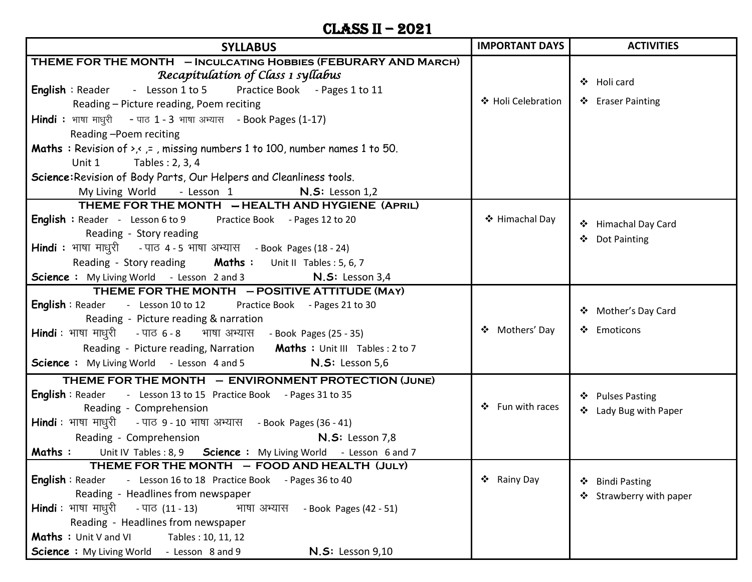# CLASS II – 2021

| SYLLABUS | IMPORTANT DAYS | ACTIVITIES |
|---|---|---|
| **THEME FOR THE MONTH – INCULCATING HOBBIES (FEBURARY AND MARCH)**<br>*Recapitulation of Class 1 syllabus*<br>**English** : Reader - Lesson 1 to 5 Practice Book - Pages 1 to 11<br>Reading – Picture reading, Poem reciting<br>**Hindi** : भाषा माधुरी - पाठ 1 - 3 भाषा अभ्यास - Book Pages (1-17)<br>Reading –Poem reciting<br>**Maths** : Revision of >,< ,= , missing numbers 1 to 100, number names 1 to 50.<br>Unit 1 Tables : 2, 3, 4<br>**Science**:Revision of Body Parts, Our Helpers and Cleanliness tools.<br>My Living World - Lesson 1 **N.S:** Lesson 1,2 | ❖ Holi Celebration | ❖ Holi card<br>❖ Eraser Painting |
| **THEME FOR THE MONTH – HEALTH AND HYGIENE (APRIL)**<br>**English** : Reader - Lesson 6 to 9 Practice Book - Pages 12 to 20<br>Reading - Story reading<br>**Hindi** : भाषा माधुरी - पाठ 4 - 5 भाषा अभ्यास - Book Pages (18 - 24)<br>Reading - Story reading **Maths** : Unit II Tables : 5, 6, 7<br>**Science** : My Living World - Lesson 2 and 3 **N.S:** Lesson 3,4 | ❖ Himachal Day | ❖ Himachal Day Card<br>❖ Dot Painting |
| **THEME FOR THE MONTH – POSITIVE ATTITUDE (MAY)**<br>**English** : Reader - Lesson 10 to 12 Practice Book - Pages 21 to 30<br>Reading - Picture reading & narration<br>**Hindi** : भाषा माधुरी - पाठ 6 - 8 भाषा अभ्यास - Book Pages (25 - 35)<br>Reading - Picture reading, Narration **Maths** : Unit III Tables : 2 to 7<br>**Science** : My Living World - Lesson 4 and 5 **N.S:** Lesson 5,6 | ❖ Mothers' Day | ❖ Mother's Day Card<br>❖ Emoticons |
| **THEME FOR THE MONTH – ENVIRONMENT PROTECTION (JUNE)**<br>**English** : Reader - Lesson 13 to 15 Practice Book - Pages 31 to 35<br>Reading - Comprehension<br>**Hindi** : भाषा माधुरी - पाठ 9 - 10 भाषा अभ्यास - Book Pages (36 - 41)<br>Reading - Comprehension **N.S:** Lesson 7,8<br>**Maths** : Unit IV Tables : 8, 9 **Science** : My Living World - Lesson 6 and 7 | ❖ Fun with races | ❖ Pulses Pasting<br>❖ Lady Bug with Paper |
| **THEME FOR THE MONTH – FOOD AND HEALTH (JULY)**<br>**English** : Reader - Lesson 16 to 18 Practice Book - Pages 36 to 40<br>Reading - Headlines from newspaper<br>**Hindi** : भाषा माधुरी - पाठ (11 - 13) भाषा अभ्यास - Book Pages (42 - 51)<br>Reading - Headlines from newspaper<br>**Maths** : Unit V and VI Tables : 10, 11, 12<br>**Science** : My Living World - Lesson 8 and 9 **N.S:** Lesson 9,10 | ❖ Rainy Day | ❖ Bindi Pasting<br>❖ Strawberry with paper |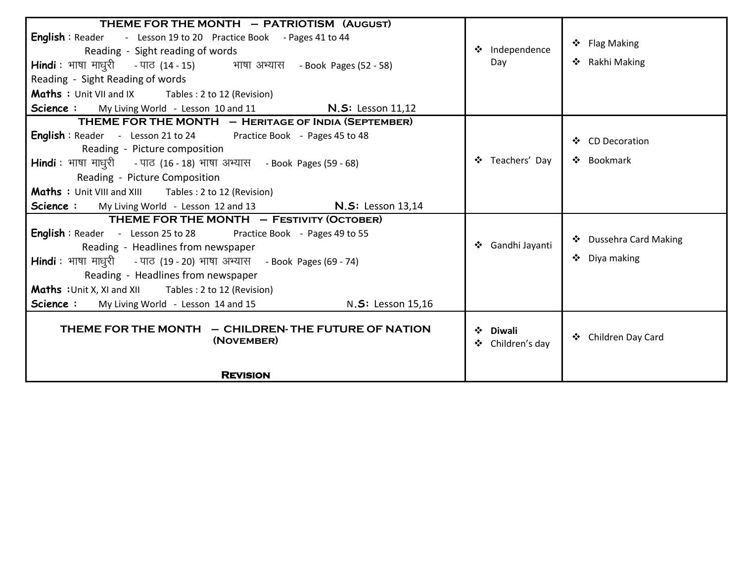| Syllabus | Celebrations | Activities |
|---|---|---|
| **THEME FOR THE MONTH – PATRIOTISM (AUGUST)**<br>**English** : Reader - Lesson 19 to 20 Practice Book - Pages 41 to 44<br>Reading - Sight reading of words<br>**Hindi** : भाषा माधुरी - पाठ (14 - 15) भाषा अभ्यास - Book Pages (52 - 58)<br>Reading - Sight Reading of words<br>**Maths** : Unit VII and IX Tables : 2 to 12 (Revision)<br>**Science** : My Living World - Lesson 10 and 11 **N.S:** Lesson 11,12 | ❖ Independence Day | ❖ Flag Making<br>❖ Rakhi Making |
| **THEME FOR THE MONTH – HERITAGE OF INDIA (SEPTEMBER)**<br>**English** : Reader - Lesson 21 to 24 Practice Book - Pages 45 to 48<br>Reading - Picture composition<br>**Hindi** : भाषा माधुरी - पाठ (16 - 18) भाषा अभ्यास - Book Pages (59 - 68)<br>Reading - Picture Composition<br>**Maths** : Unit VIII and XIII Tables : 2 to 12 (Revision)<br>**Science** : My Living World - Lesson 12 and 13 **N.S:** Lesson 13,14 | ❖ Teachers' Day | ❖ CD Decoration<br>❖ Bookmark |
| **THEME FOR THE MONTH – FESTIVITY (OCTOBER)**<br>**English** : Reader - Lesson 25 to 28 Practice Book - Pages 49 to 55<br>Reading - Headlines from newspaper<br>**Hindi** : भाषा माधुरी - पाठ (19 - 20) भाषा अभ्यास - Book Pages (69 - 74)<br>Reading - Headlines from newspaper<br>**Maths** : Unit X, XI and XII Tables : 2 to 12 (Revision)<br>**Science** : My Living World - Lesson 14 and 15 **N.S:** Lesson 15,16 | ❖ Gandhi Jayanti | ❖ Dussehra Card Making<br>❖ Diya making |
| **THEME FOR THE MONTH – CHILDREN- THE FUTURE OF NATION (NOVEMBER)**<br><br>**REVISION** | ❖ **Diwali**<br>❖ Children's day | ❖ Children Day Card |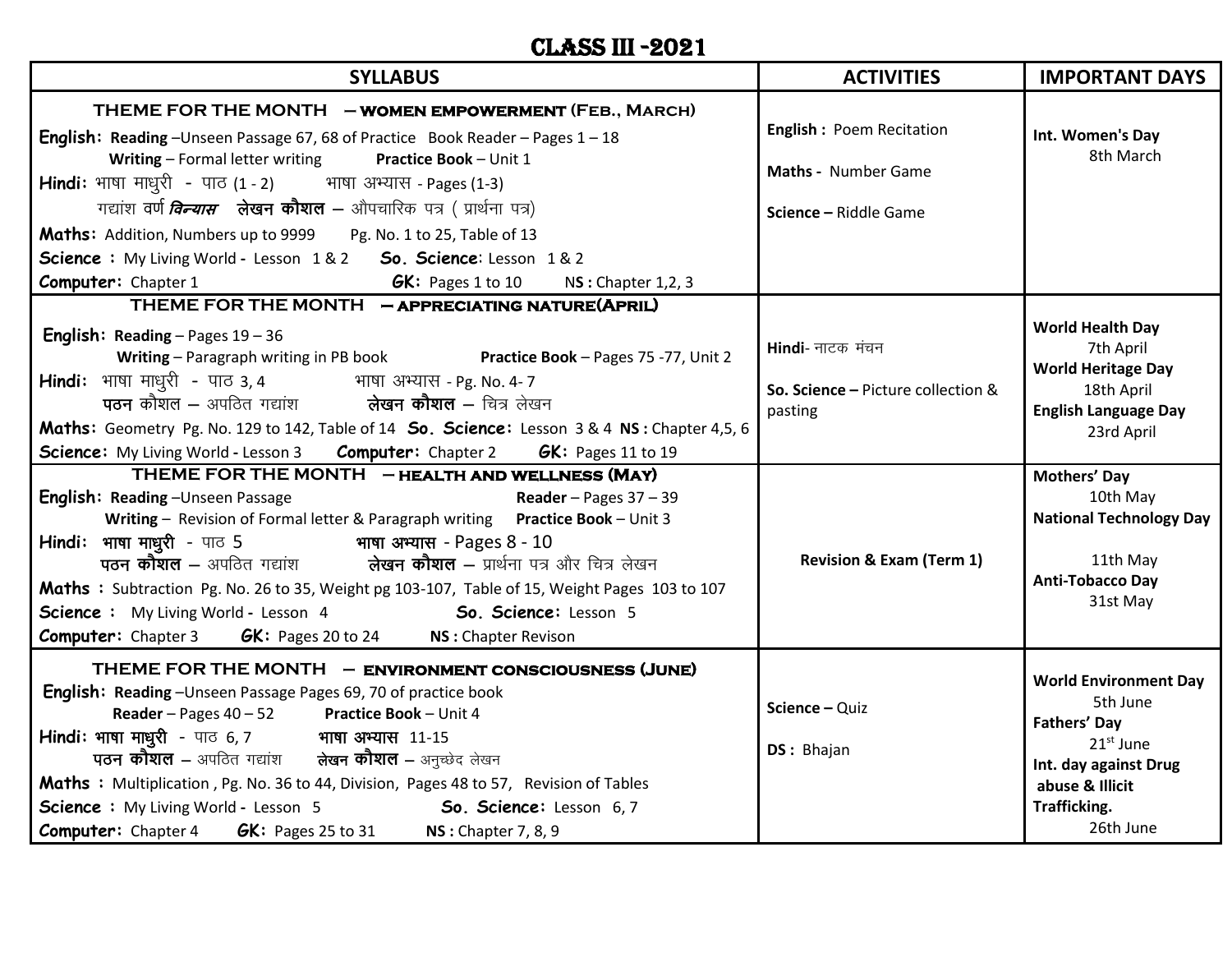# CLASS III -2021

| SYLLABUS | ACTIVITIES | IMPORTANT DAYS |
|---|---|---|
| **THEME FOR THE MONTH – WOMEN EMPOWERMENT (FEB., MARCH)**<br>**English:** **Reading** –Unseen Passage 67, 68 of Practice Book Reader – Pages 1 – 18<br>**Writing** – Formal letter writing **Practice Book** – Unit 1<br>**Hindi:** भाषा माधुरी - पाठ (1 - 2) भाषा अभ्यास - Pages (1-3)<br>गद्यांश वर्ण ***विन्यास*** **लेखन कौशल** – औपचारिक पत्र ( प्रार्थना पत्र)<br>**Maths:** Addition, Numbers up to 9999 Pg. No. 1 to 25, Table of 13<br>**Science :** My Living World - Lesson 1 & 2 **So. Science**: Lesson 1 & 2<br>**Computer:** Chapter 1 **GK:** Pages 1 to 10 **NS :** Chapter 1,2, 3 | **English :** Poem Recitation<br>**Maths -** Number Game<br>**Science –** Riddle Game | **Int. Women's Day**<br>8th March |
| **THEME FOR THE MONTH – APPRECIATING NATURE(APRIL)**<br>**English:** **Reading** – Pages 19 – 36<br>**Writing** – Paragraph writing in PB book **Practice Book** – Pages 75 -77, Unit 2<br>**Hindi:** भाषा माधुरी - पाठ 3, 4 भाषा अभ्यास - Pg. No. 4- 7<br>**पठन** कौशल – अपठित गद्यांश **लेखन कौशल** – चित्र लेखन<br>**Maths:** Geometry Pg. No. 129 to 142, Table of 14 **So. Science:** Lesson 3 & 4 **NS :** Chapter 4,5, 6<br>**Science:** My Living World - Lesson 3 **Computer:** Chapter 2 **GK:** Pages 11 to 19 | **Hindi**- नाटक मंचन<br>**So. Science –** Picture collection & pasting | **World Health Day**<br>7th April<br>**World Heritage Day**<br>18th April<br>**English Language Day**<br>23rd April |
| **THEME FOR THE MONTH – HEALTH AND WELLNESS (MAY)**<br>**English:** **Reading** –Unseen Passage **Reader** – Pages 37 – 39<br>**Writing** – Revision of Formal letter & Paragraph writing **Practice Book** – Unit 3<br>**Hindi:** **भाषा माधुरी** - पाठ 5 **भाषा अभ्यास** - Pages 8 - 10<br>**पठन कौशल** – अपठित गद्यांश **लेखन कौशल** – प्रार्थना पत्र और चित्र लेखन<br>**Maths :** Subtraction Pg. No. 26 to 35, Weight pg 103-107, Table of 15, Weight Pages 103 to 107<br>**Science :** My Living World - Lesson 4 **So. Science:** Lesson 5<br>**Computer:** Chapter 3 **GK:** Pages 20 to 24 **NS :** Chapter Revison | **Revision & Exam (Term 1)** | **Mothers' Day**<br>10th May<br>**National Technology Day**<br>11th May<br>**Anti-Tobacco Day**<br>31st May |
| **THEME FOR THE MONTH – ENVIRONMENT CONSCIOUSNESS (JUNE)**<br>**English:** **Reading** –Unseen Passage Pages 69, 70 of practice book<br>**Reader** – Pages 40 – 52 **Practice Book** – Unit 4<br>**Hindi:** **भाषा माधुरी** - पाठ 6, 7 **भाषा अभ्यास** 11-15<br>**पठन कौशल** – अपठित गद्यांश **लेखन कौशल** – अनुच्छेद लेखन<br>**Maths :** Multiplication , Pg. No. 36 to 44, Division, Pages 48 to 57, Revision of Tables<br>**Science :** My Living World - Lesson 5 **So. Science:** Lesson 6, 7<br>**Computer:** Chapter 4 **GK:** Pages 25 to 31 **NS :** Chapter 7, 8, 9 | **Science –** Quiz<br>**DS :** Bhajan | **World Environment Day**<br>5th June<br>**Fathers' Day**<br>21st June<br>**Int. day against Drug abuse & Illicit Trafficking.**<br>26th June |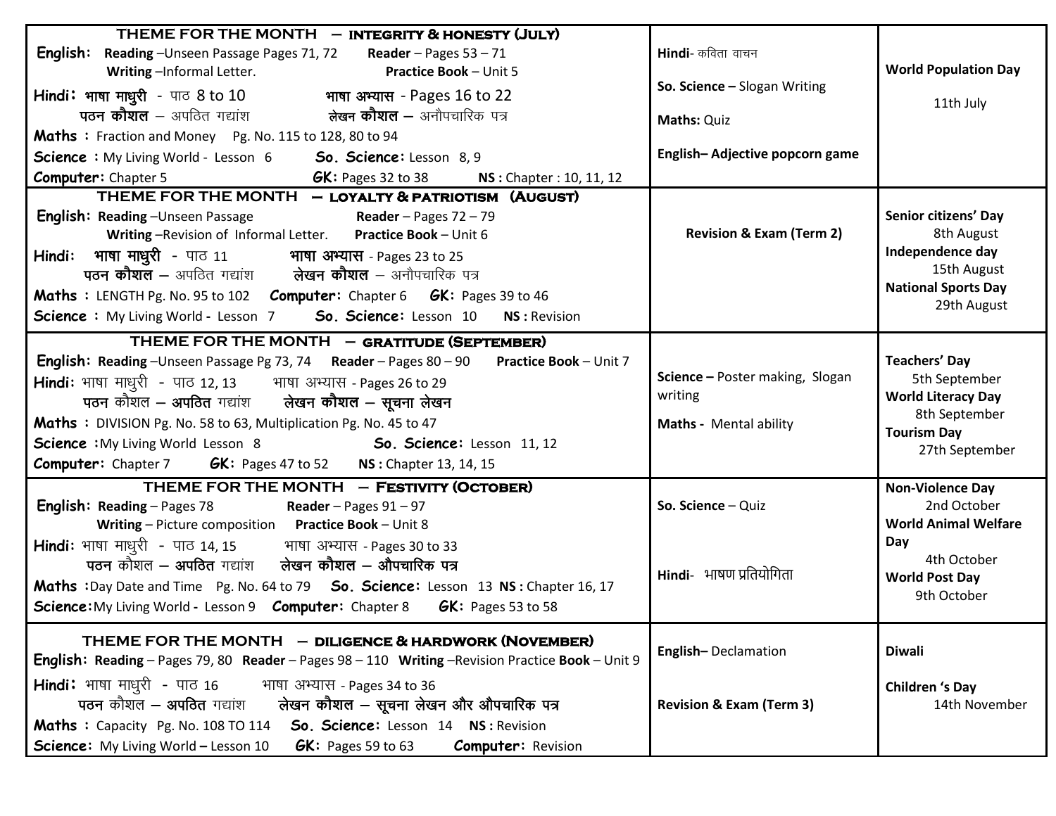| THEME FOR THE MONTH | ACTIVITIES | DAYS |
|---|---|---|
| **THEME FOR THE MONTH – INTEGRITY & HONESTY (JULY)**<br>**English:** **Reading** –Unseen Passage Pages 71, 72 **Reader** – Pages 53 – 71<br>**Writing** –Informal Letter. **Practice Book** – Unit 5<br>**Hindi:** **भाषा माधुरी** - पाठ 8 to 10 **भाषा अभ्यास** - Pages 16 to 22<br>**पठन कौशल** – अपठित गद्यांश **लेखन कौशल** – अनौपचारिक पत्र<br>**Maths :** Fraction and Money Pg. No. 115 to 128, 80 to 94<br>**Science :** My Living World - Lesson 6 **So. Science:** Lesson 8, 9<br>**Computer:** Chapter 5 **GK:** Pages 32 to 38 **NS :** Chapter : 10, 11, 12 | **Hindi**- कविता वाचन<br>**So. Science –** Slogan Writing<br>**Maths:** Quiz<br>**English– Adjective popcorn game** | **World Population Day**<br>11th July |
| **THEME FOR THE MONTH – LOYALTY & PATRIOTISM (AUGUST)**<br>**English:** **Reading** –Unseen Passage **Reader** – Pages 72 – 79<br>**Writing** –Revision of Informal Letter. **Practice Book** – Unit 6<br>**Hindi:** **भाषा माधुरी** - पाठ 11 **भाषा अभ्यास** - Pages 23 to 25<br>**पठन कौशल** – अपठित गद्यांश **लेखन कौशल** – अनौपचारिक पत्र<br>**Maths :** LENGTH Pg. No. 95 to 102 **Computer:** Chapter 6 **GK:** Pages 39 to 46<br>**Science :** My Living World - Lesson 7 **So. Science:** Lesson 10 **NS :** Revision | **Revision & Exam (Term 2)** | **Senior citizens' Day**<br>8th August<br>**Independence day**<br>15th August<br>**National Sports Day**<br>29th August |
| **THEME FOR THE MONTH – GRATITUDE (SEPTEMBER)**<br>**English:** **Reading** –Unseen Passage Pg 73, 74 **Reader** – Pages 80 – 90 **Practice Book** – Unit 7<br>**Hindi:** भाषा माधुरी - पाठ 12, 13 भाषा अभ्यास - Pages 26 to 29<br>**पठन** कौशल – **अपठित** गद्यांश **लेखन कौशल – सूचना लेखन**<br>**Maths :** DIVISION Pg. No. 58 to 63, Multiplication Pg. No. 45 to 47<br>**Science :** My Living World Lesson 8 **So. Science:** Lesson 11, 12<br>**Computer:** Chapter 7 **GK:** Pages 47 to 52 **NS :** Chapter 13, 14, 15 | **Science –** Poster making, Slogan writing<br>**Maths -** Mental ability | **Teachers' Day**<br>5th September<br>**World Literacy Day**<br>8th September<br>**Tourism Day**<br>27th September |
| **THEME FOR THE MONTH – FESTIVITY (OCTOBER)**<br>**English:** **Reading** – Pages 78 **Reader** – Pages 91 – 97<br>**Writing** – Picture composition **Practice Book** – Unit 8<br>**Hindi:** भाषा माधुरी - पाठ 14, 15 भाषा अभ्यास - Pages 30 to 33<br>**पठन** कौशल – **अपठित** गद्यांश **लेखन कौशल – औपचारिक पत्र**<br>**Maths :** Day Date and Time Pg. No. 64 to 79 **So. Science:** Lesson 13 **NS :** Chapter 16, 17<br>**Science:** My Living World - Lesson 9 **Computer:** Chapter 8 **GK:** Pages 53 to 58 | **So. Science** – Quiz<br>**Hindi**- भाषण प्रतियोगिता | **Non-Violence Day**<br>2nd October<br>**World Animal Welfare Day**<br>4th October<br>**World Post Day**<br>9th October |
| **THEME FOR THE MONTH – DILIGENCE & HARDWORK (NOVEMBER)**<br>**English:** **Reading** – Pages 79, 80 **Reader** – Pages 98 – 110 **Writing** –Revision Practice **Book** – Unit 9<br>**Hindi:** भाषा माधुरी - पाठ 16 भाषा अभ्यास - Pages 34 to 36<br>**पठन** कौशल – **अपठित** गद्यांश **लेखन कौशल – सूचना लेखन और औपचारिक पत्र**<br>**Maths :** Capacity Pg. No. 108 TO 114 **So. Science:** Lesson 14 **NS :** Revision<br>**Science:** My Living World – Lesson 10 **GK:** Pages 59 to 63 **Computer:** Revision | **English–** Declamation<br>**Revision & Exam (Term 3)** | **Diwali**<br>**Children 's Day**<br>14th November |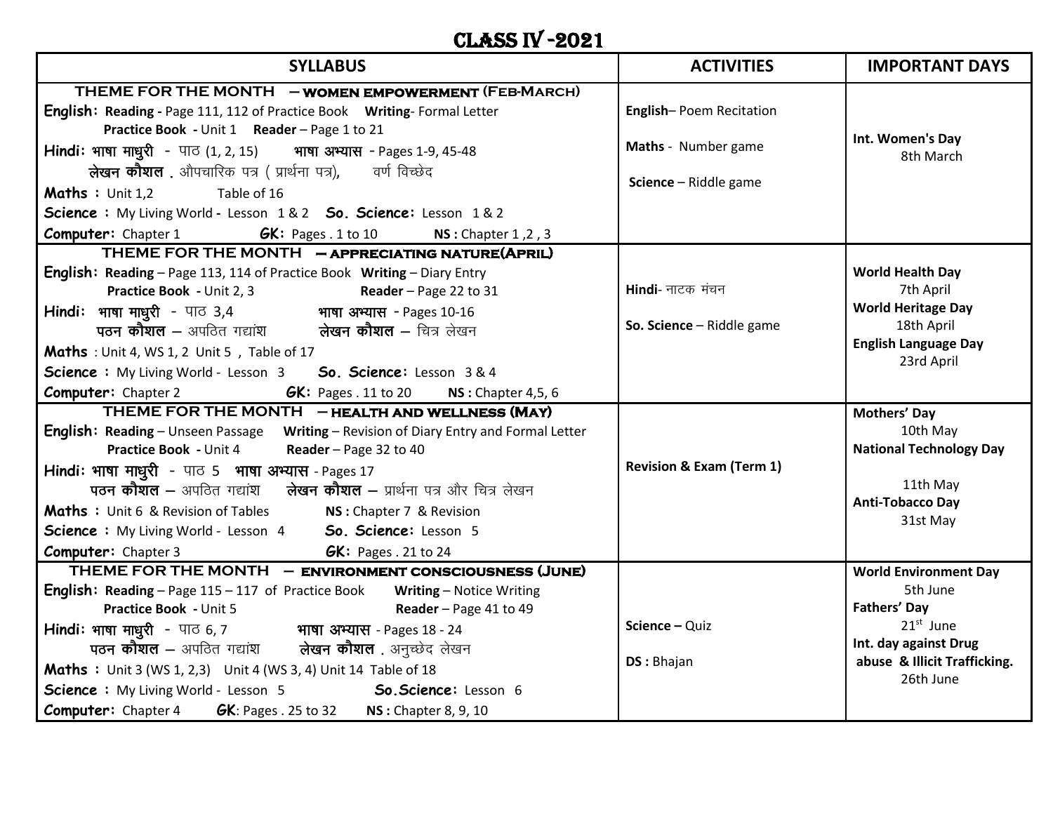# CLASS IV -2021

| SYLLABUS | ACTIVITIES | IMPORTANT DAYS |
|---|---|---|
| **THEME FOR THE MONTH – WOMEN EMPOWERMENT (FEB-MARCH)**<br>**English:** **Reading** - Page 111, 112 of Practice Book **Writing**- Formal Letter<br>**Practice Book** - Unit 1 **Reader** – Page 1 to 21<br>**Hindi:** **भाषा माधुरी** - पाठ (1, 2, 15) **भाषा अभ्यास** - Pages 1-9, 45-48<br>**लेखन कौशल** . औपचारिक पत्र ( प्रार्थना पत्र), वर्ण विच्छेद<br>**Maths :** Unit 1,2 Table of 16<br>**Science :** My Living World - Lesson 1 & 2 **So. Science:** Lesson 1 & 2<br>**Computer:** Chapter 1 **GK:** Pages . 1 to 10 **NS :** Chapter 1 ,2 , 3 | **English**– Poem Recitation<br>**Maths** - Number game<br>**Science** – Riddle game | **Int. Women's Day**<br>8th March |
| **THEME FOR THE MONTH – APPRECIATING NATURE(APRIL)**<br>**English:** **Reading** – Page 113, 114 of Practice Book **Writing** – Diary Entry<br>**Practice Book** - Unit 2, 3 **Reader** – Page 22 to 31<br>**Hindi:** **भाषा माधुरी** - पाठ 3,4 **भाषा अभ्यास** - Pages 10-16<br>**पठन कौशल** – अपठित गद्यांश **लेखन कौशल** – चित्र लेखन<br>**Maths** : Unit 4, WS 1, 2 Unit 5 , Table of 17<br>**Science :** My Living World - Lesson 3 **So. Science:** Lesson 3 & 4<br>**Computer:** Chapter 2 **GK:** Pages . 11 to 20 **NS :** Chapter 4,5, 6 | **Hindi**- नाटक मंचन<br>**So. Science** – Riddle game | **World Health Day**<br>7th April<br>**World Heritage Day**<br>18th April<br>**English Language Day**<br>23rd April |
| **THEME FOR THE MONTH – HEALTH AND WELLNESS (MAY)**<br>**English:** **Reading** – Unseen Passage **Writing** – Revision of Diary Entry and Formal Letter<br>**Practice Book** - Unit 4 **Reader** – Page 32 to 40<br>**Hindi:** **भाषा माधुरी** - पाठ 5 **भाषा अभ्यास** - Pages 17<br>**पठन कौशल** – अपठित गद्यांश **लेखन कौशल** – प्रार्थना पत्र और चित्र लेखन<br>**Maths :** Unit 6 & Revision of Tables **NS :** Chapter 7 & Revision<br>**Science :** My Living World - Lesson 4 **So. Science:** Lesson 5<br>**Computer:** Chapter 3 **GK:** Pages . 21 to 24 | **Revision & Exam (Term 1)** | **Mothers' Day**<br>10th May<br>**National Technology Day**<br>11th May<br>**Anti-Tobacco Day**<br>31st May |
| **THEME FOR THE MONTH – ENVIRONMENT CONSCIOUSNESS (JUNE)**<br>**English:** **Reading** – Page 115 – 117 of Practice Book **Writing** – Notice Writing<br>**Practice Book** - Unit 5 **Reader** – Page 41 to 49<br>**Hindi:** **भाषा माधुरी** - पाठ 6, 7 **भाषा अभ्यास** - Pages 18 - 24<br>**पठन कौशल** – अपठित गद्यांश **लेखन कौशल** . अनुच्छेद लेखन<br>**Maths :** Unit 3 (WS 1, 2,3) Unit 4 (WS 3, 4) Unit 14 Table of 18<br>**Science :** My Living World - Lesson 5 **So.Science:** Lesson 6<br>**Computer:** Chapter 4 **GK**: Pages . 25 to 32 **NS :** Chapter 8, 9, 10 | **Science –** Quiz<br>**DS :** Bhajan | **World Environment Day**<br>5th June<br>**Fathers' Day**<br>21st June<br>**Int. day against Drug abuse & Illicit Trafficking.**<br>26th June |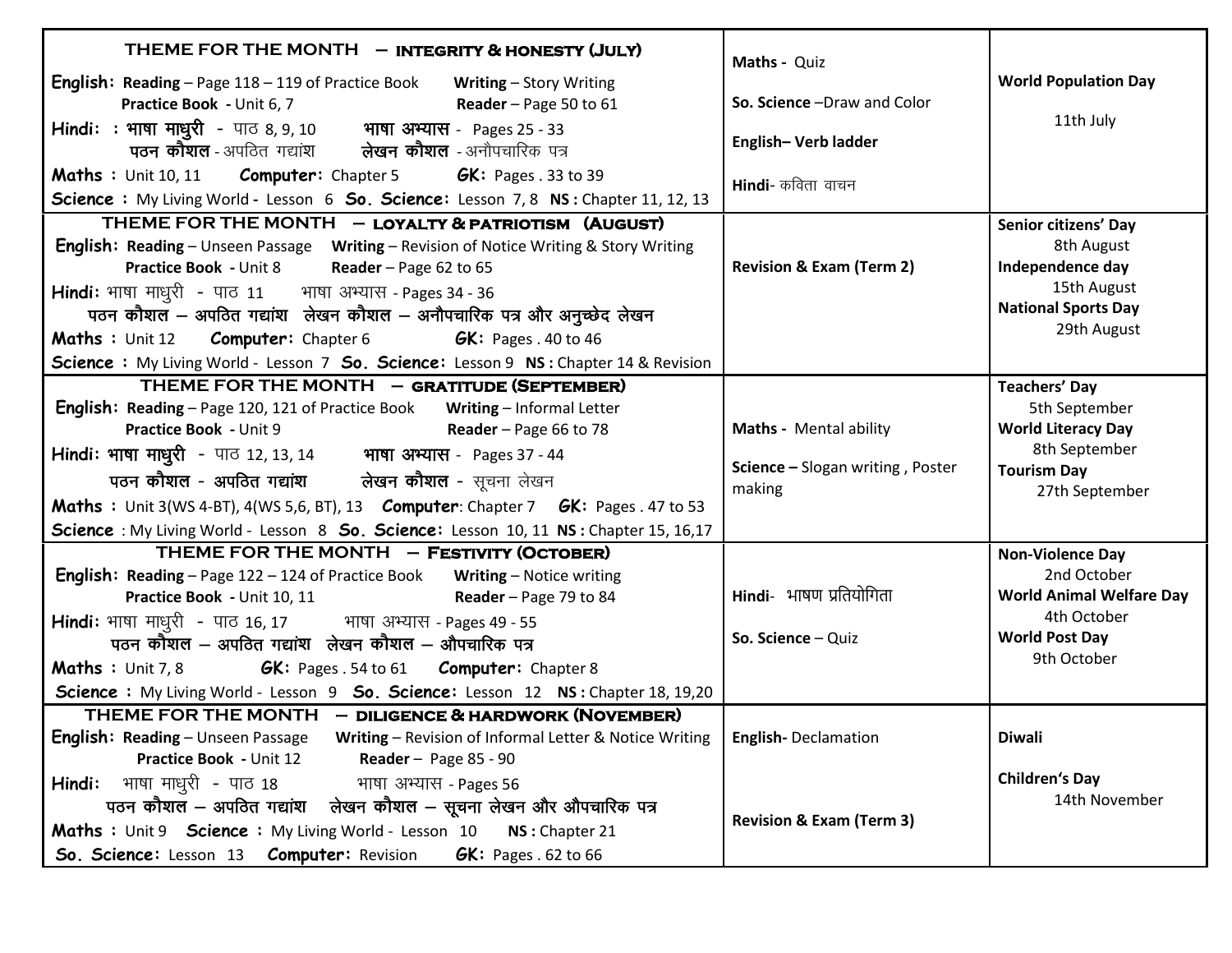| THEME FOR THE MONTH – INTEGRITY & HONESTY (JULY) | | |
|---|---|---|
| **English:** **Reading** – Page 118 – 119 of Practice Book **Writing** – Story Writing **Practice Book** - Unit 6, 7 **Reader** – Page 50 to 61<br>**Hindi:** : **भाषा माधुरी** - पाठ 8, 9, 10 **भाषा अभ्यास** - Pages 25 - 33 **पठन कौशल** - अपठित गद्यांश **लेखन कौशल** - अनौपचारिक पत्र<br>**Maths** : Unit 10, 11 **Computer:** Chapter 5 **GK:** Pages . 33 to 39<br>**Science** : My Living World - Lesson 6 **So. Science:** Lesson 7, 8 **NS :** Chapter 11, 12, 13 | **Maths** - Quiz<br>**So. Science** –Draw and Color<br>**English– Verb ladder**<br>**Hindi**- कविता वाचन | **World Population Day**<br>11th July |
| **THEME FOR THE MONTH – LOYALTY & PATRIOTISM (AUGUST)** | | |
| **English:** **Reading** – Unseen Passage **Writing** – Revision of Notice Writing & Story Writing **Practice Book** - Unit 8 **Reader** – Page 62 to 65<br>**Hindi:** भाषा माधुरी - पाठ 11 भाषा अभ्यास - Pages 34 - 36 **पठन कौशल – अपठित गद्यांश लेखन कौशल – अनौपचारिक पत्र और अनुच्छेद लेखन**<br>**Maths** : Unit 12 **Computer:** Chapter 6 **GK:** Pages . 40 to 46<br>**Science** : My Living World - Lesson 7 **So. Science:** Lesson 9 **NS :** Chapter 14 & Revision | **Revision & Exam (Term 2)** | **Senior citizens' Day**<br>8th August<br>**Independence day**<br>15th August<br>**National Sports Day**<br>29th August |
| **THEME FOR THE MONTH – GRATITUDE (SEPTEMBER)** | | |
| **English:** **Reading** – Page 120, 121 of Practice Book **Writing** – Informal Letter **Practice Book** - Unit 9 **Reader** – Page 66 to 78<br>**Hindi:** **भाषा माधुरी** - पाठ 12, 13, 14 **भाषा अभ्यास** - Pages 37 - 44 **पठन कौशल - अपठित गद्यांश लेखन कौशल** - सूचना लेखन<br>**Maths** : Unit 3(WS 4-BT), 4(WS 5,6, BT), 13 **Computer**: Chapter 7 **GK:** Pages . 47 to 53<br>**Science** : My Living World - Lesson 8 **So. Science:** Lesson 10, 11 **NS :** Chapter 15, 16,17 | **Maths** - Mental ability<br>**Science –** Slogan writing , Poster making | **Teachers' Day**<br>5th September<br>**World Literacy Day**<br>8th September<br>**Tourism Day**<br>27th September |
| **THEME FOR THE MONTH – FESTIVITY (OCTOBER)** | | |
| **English:** **Reading** – Page 122 – 124 of Practice Book **Writing** – Notice writing **Practice Book** - Unit 10, 11 **Reader** – Page 79 to 84<br>**Hindi:** भाषा माधुरी - पाठ 16, 17 भाषा अभ्यास - Pages 49 - 55 **पठन कौशल – अपठित गद्यांश लेखन कौशल – औपचारिक पत्र**<br>**Maths** : Unit 7, 8 **GK:** Pages . 54 to 61 **Computer:** Chapter 8<br>**Science** : My Living World - Lesson 9 **So. Science:** Lesson 12 **NS :** Chapter 18, 19,20 | **Hindi**- भाषण प्रतियोगिता<br>**So. Science** – Quiz | **Non-Violence Day**<br>2nd October<br>**World Animal Welfare Day**<br>4th October<br>**World Post Day**<br>9th October |
| **THEME FOR THE MONTH – DILIGENCE & HARDWORK (NOVEMBER)** | | |
| **English:** **Reading** – Unseen Passage **Writing** – Revision of Informal Letter & Notice Writing **Practice Book** - Unit 12 **Reader** – Page 85 - 90<br>**Hindi:** भाषा माधुरी - पाठ 18 भाषा अभ्यास - Pages 56 **पठन कौशल – अपठित गद्यांश लेखन कौशल – सूचना लेखन और औपचारिक पत्र**<br>**Maths** : Unit 9 **Science** : My Living World - Lesson 10 **NS :** Chapter 21<br>**So. Science:** Lesson 13 **Computer:** Revision **GK:** Pages . 62 to 66 | **English**- Declamation<br>**Revision & Exam (Term 3)** | **Diwali**<br>**Children's Day**<br>14th November |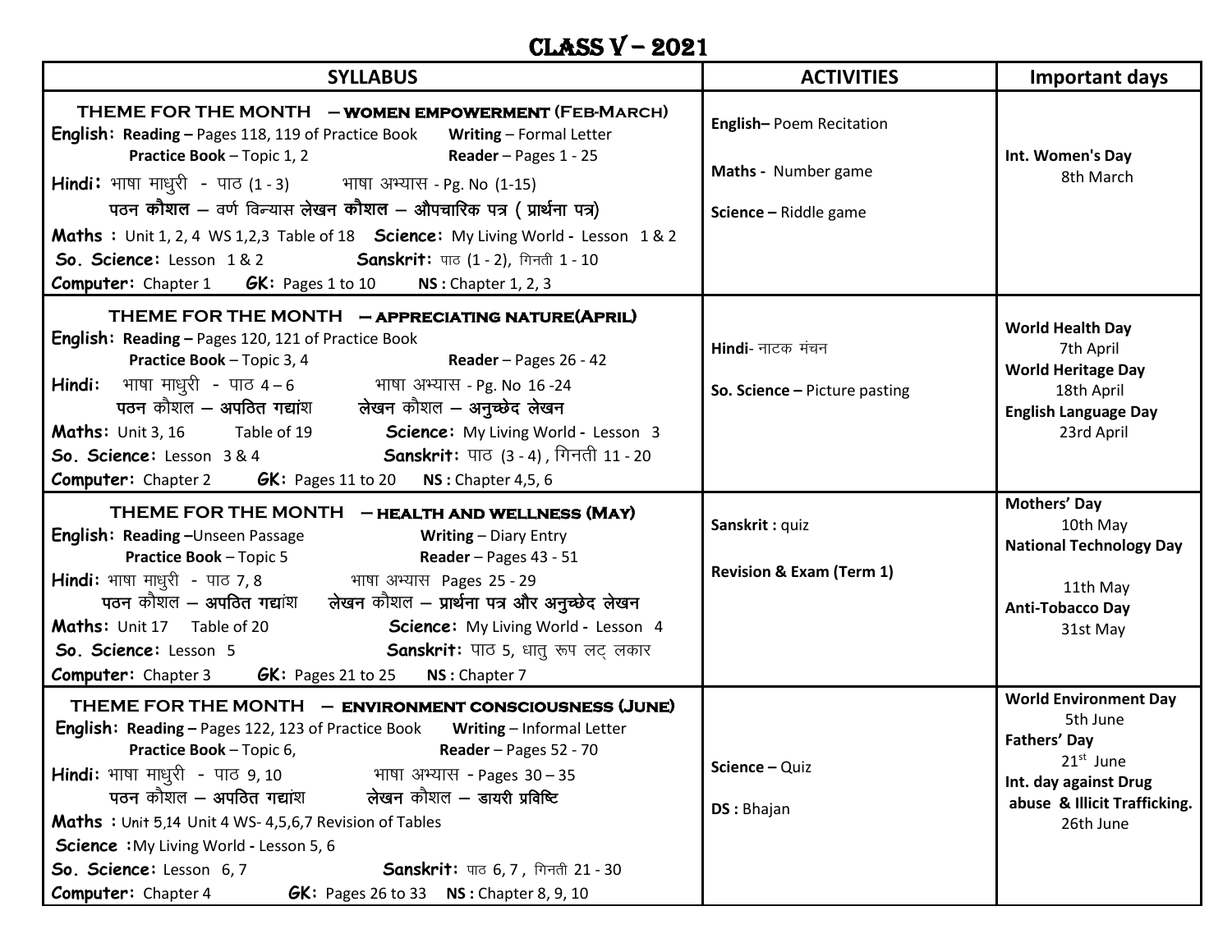# CLASS V – 2021

| SYLLABUS | ACTIVITIES | Important days |
|---|---|---|
| **THEME FOR THE MONTH – WOMEN EMPOWERMENT (FEB-MARCH)**<br>**English: Reading –** Pages 118, 119 of Practice Book **Writing** – Formal Letter<br>**Practice Book** – Topic 1, 2 **Reader** – Pages 1 - 25<br>**Hindi:** भाषा माधुरी - पाठ (1 - 3) भाषा अभ्यास - Pg. No (1-15)<br>**पठन कौशल** – वर्ण विन्यास **लेखन कौशल – औपचारिक पत्र ( प्रार्थना पत्र)**<br>**Maths :** Unit 1, 2, 4 WS 1,2,3 Table of 18 **Science:** My Living World - Lesson 1 & 2<br>**So. Science:** Lesson 1 & 2 **Sanskrit:** पाठ (1 - 2), गिनती 1 - 10<br>**Computer:** Chapter 1 **GK:** Pages 1 to 10 **NS :** Chapter 1, 2, 3 | **English–** Poem Recitation<br>**Maths -** Number game<br>**Science –** Riddle game | **Int. Women's Day**<br>8th March |
| **THEME FOR THE MONTH – APPRECIATING NATURE(APRIL)**<br>**English: Reading –** Pages 120, 121 of Practice Book<br>**Practice Book** – Topic 3, 4 **Reader** – Pages 26 - 42<br>**Hindi:** भाषा माधुरी - पाठ 4 – 6 भाषा अभ्यास - Pg. No 16 -24<br>पठन कौशल – **अपठित गद्यांश** लेखन कौशल – **अनुच्छेद लेखन**<br>**Maths:** Unit 3, 16 Table of 19 **Science:** My Living World - Lesson 3<br>**So. Science:** Lesson 3 & 4 **Sanskrit:** पाठ (3 - 4) , गिनती 11 - 20<br>**Computer:** Chapter 2 **GK:** Pages 11 to 20 **NS :** Chapter 4,5, 6 | **Hindi**- नाटक मंचन<br>**So. Science –** Picture pasting | **World Health Day**<br>7th April<br>**World Heritage Day**<br>18th April<br>**English Language Day**<br>23rd April |
| **THEME FOR THE MONTH – HEALTH AND WELLNESS (MAY)**<br>**English: Reading –**Unseen Passage **Writing** – Diary Entry<br>**Practice Book** – Topic 5 **Reader** – Pages 43 - 51<br>**Hindi:** भाषा माधुरी - पाठ 7, 8 भाषा अभ्यास Pages 25 - 29<br>पठन कौशल – **अपठित गद्यांश** लेखन कौशल – **प्रार्थना पत्र और अनुच्छेद लेखन**<br>**Maths:** Unit 17 Table of 20 **Science:** My Living World - Lesson 4<br>**So. Science:** Lesson 5 **Sanskrit:** पाठ 5, धातु रूप लट् लकार<br>**Computer:** Chapter 3 **GK:** Pages 21 to 25 **NS :** Chapter 7 | **Sanskrit :** quiz<br>**Revision & Exam (Term 1)** | **Mothers' Day**<br>10th May<br>**National Technology Day**<br>11th May<br>**Anti-Tobacco Day**<br>31st May |
| **THEME FOR THE MONTH – ENVIRONMENT CONSCIOUSNESS (JUNE)**<br>**English: Reading –** Pages 122, 123 of Practice Book **Writing** – Informal Letter<br>**Practice Book** – Topic 6, **Reader** – Pages 52 - 70<br>**Hindi:** भाषा माधुरी - पाठ 9, 10 भाषा अभ्यास - Pages 30 – 35<br>पठन कौशल – **अपठित गद्यांश** लेखन कौशल – **डायरी प्रविष्टि**<br>**Maths :** Unit 5,14 Unit 4 WS- 4,5,6,7 Revision of Tables<br>**Science :**My Living World - Lesson 5, 6<br>**So. Science:** Lesson 6, 7 **Sanskrit:** पाठ 6, 7 , गिनती 21 - 30<br>**Computer:** Chapter 4 **GK:** Pages 26 to 33 **NS :** Chapter 8, 9, 10 | **Science –** Quiz<br>**DS :** Bhajan | **World Environment Day**<br>5th June<br>**Fathers' Day**<br>21st June<br>**Int. day against Drug abuse & Illicit Trafficking.**<br>26th June |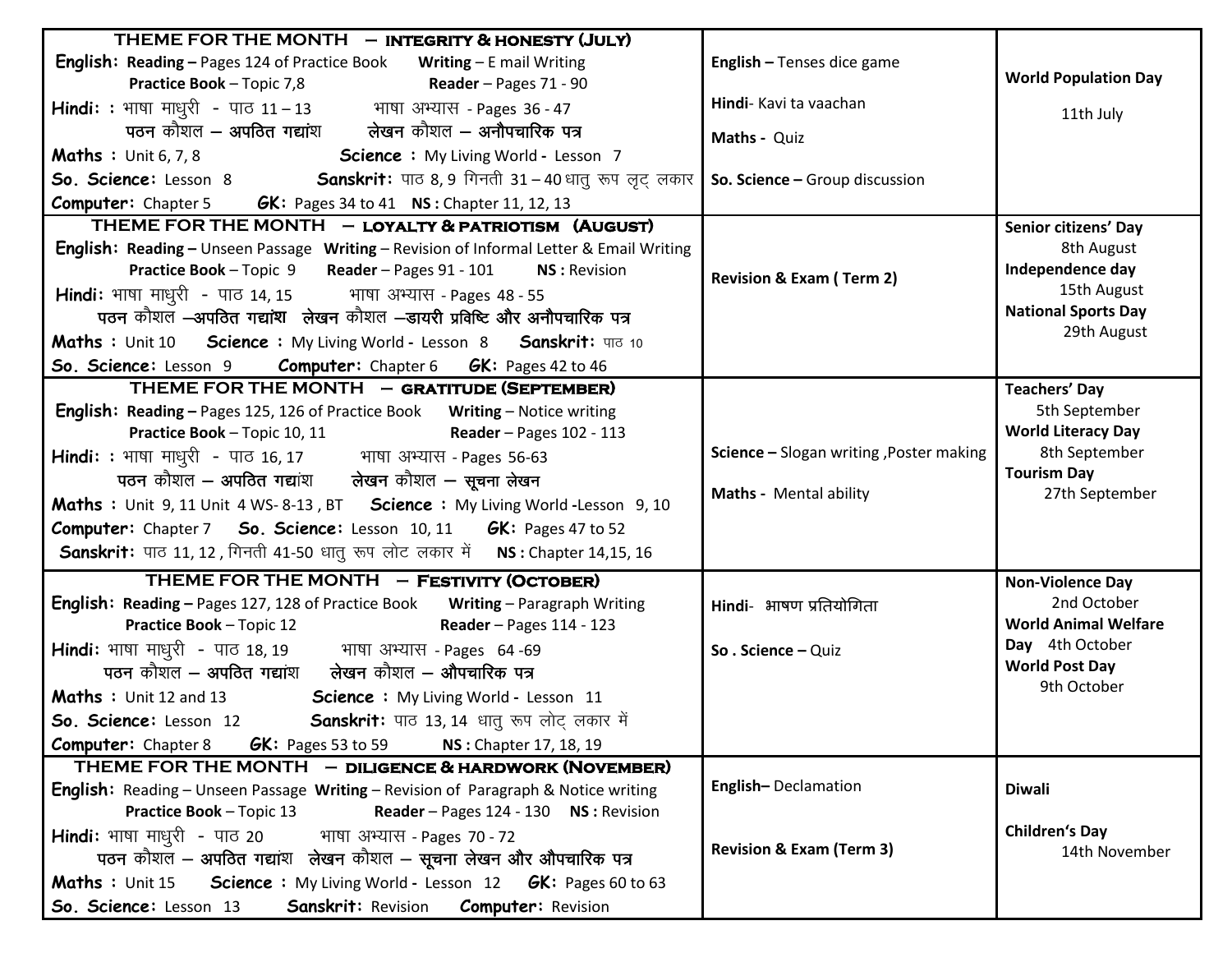| Syllabus | Activities | Important Days |
|---|---|---|
| **THEME FOR THE MONTH – INTEGRITY & HONESTY (JULY)**<br>**English: Reading –** Pages 124 of Practice Book **Writing –** E mail Writing<br>**Practice Book –** Topic 7,8 **Reader –** Pages 71 - 90<br>**Hindi: :** भाषा माधुरी - पाठ 11 – 13 भाषा अभ्यास - Pages 36 - 47<br>**पठन** कौशल – **अपठित गद्यांश** **लेखन** कौशल – **अनौपचारिक पत्र**<br>**Maths :** Unit 6, 7, 8 **Science :** My Living World - Lesson 7<br>**So. Science:** Lesson 8 **Sanskrit:** पाठ 8, 9 गिनती 31 – 40 धातु रूप लृट् लकार<br>**Computer:** Chapter 5 **GK:** Pages 34 to 41 **NS :** Chapter 11, 12, 13 | **English –** Tenses dice game<br>**Hindi**- Kavi ta vaachan<br>**Maths -** Quiz<br>**So. Science –** Group discussion | **World Population Day**<br>11th July |
| **THEME FOR THE MONTH – LOYALTY & PATRIOTISM (AUGUST)**<br>**English: Reading –** Unseen Passage **Writing –** Revision of Informal Letter & Email Writing<br>**Practice Book –** Topic 9 **Reader –** Pages 91 - 101 **NS :** Revision<br>**Hindi:** भाषा माधुरी - पाठ 14, 15 भाषा अभ्यास - Pages 48 - 55<br>**पठन** कौशल –**अपठित गद्यांश** **लेखन** कौशल –**डायरी प्रविष्टि और अनौपचारिक पत्र**<br>**Maths :** Unit 10 **Science :** My Living World - Lesson 8 **Sanskrit:** पाठ 10<br>**So. Science:** Lesson 9 **Computer:** Chapter 6 **GK:** Pages 42 to 46 | **Revision & Exam ( Term 2)** | **Senior citizens' Day**<br>8th August<br>**Independence day**<br>15th August<br>**National Sports Day**<br>29th August |
| **THEME FOR THE MONTH – GRATITUDE (SEPTEMBER)**<br>**English: Reading –** Pages 125, 126 of Practice Book **Writing –** Notice writing<br>**Practice Book –** Topic 10, 11 **Reader –** Pages 102 - 113<br>**Hindi: :** भाषा माधुरी - पाठ 16, 17 भाषा अभ्यास - Pages 56-63<br>**पठन** कौशल – **अपठित गद्यांश** **लेखन** कौशल – **सूचना लेखन**<br>**Maths :** Unit 9, 11 Unit 4 WS- 8-13 , BT **Science :** My Living World -Lesson 9, 10<br>**Computer:** Chapter 7 **So. Science:** Lesson 10, 11 **GK:** Pages 47 to 52<br>**Sanskrit:** पाठ 11, 12 , गिनती 41-50 धातु रूप लोट लकार में **NS :** Chapter 14,15, 16 | **Science –** Slogan writing ,Poster making<br>**Maths -** Mental ability | **Teachers' Day**<br>5th September<br>**World Literacy Day**<br>8th September<br>**Tourism Day**<br>27th September |
| **THEME FOR THE MONTH – FESTIVITY (OCTOBER)**<br>**English: Reading –** Pages 127, 128 of Practice Book **Writing –** Paragraph Writing<br>**Practice Book –** Topic 12 **Reader –** Pages 114 - 123<br>**Hindi:** भाषा माधुरी - पाठ 18, 19 भाषा अभ्यास - Pages 64 -69<br>**पठन** कौशल – **अपठित गद्यांश** **लेखन** कौशल – **औपचारिक पत्र**<br>**Maths :** Unit 12 and 13 **Science :** My Living World - Lesson 11<br>**So. Science:** Lesson 12 **Sanskrit:** पाठ 13, 14 धातु रूप लोट् लकार में<br>**Computer:** Chapter 8 **GK:** Pages 53 to 59 **NS :** Chapter 17, 18, 19 | **Hindi**- भाषण प्रतियोगिता<br>**So . Science –** Quiz | **Non-Violence Day**<br>2nd October<br>**World Animal Welfare Day** 4th October<br>**World Post Day**<br>9th October |
| **THEME FOR THE MONTH – DILIGENCE & HARDWORK (NOVEMBER)**<br>**English:** Reading – Unseen Passage **Writing –** Revision of Paragraph & Notice writing<br>**Practice Book –** Topic 13 **Reader –** Pages 124 - 130 **NS :** Revision<br>**Hindi:** भाषा माधुरी - पाठ 20 भाषा अभ्यास - Pages 70 - 72<br>**पठन** कौशल – **अपठित गद्यांश** **लेखन** कौशल – **सूचना लेखन और औपचारिक पत्र**<br>**Maths :** Unit 15 **Science :** My Living World - Lesson 12 **GK:** Pages 60 to 63<br>**So. Science:** Lesson 13 **Sanskrit:** Revision **Computer:** Revision | **English–** Declamation<br>**Revision & Exam (Term 3)** | **Diwali**<br>**Children's Day**<br>14th November |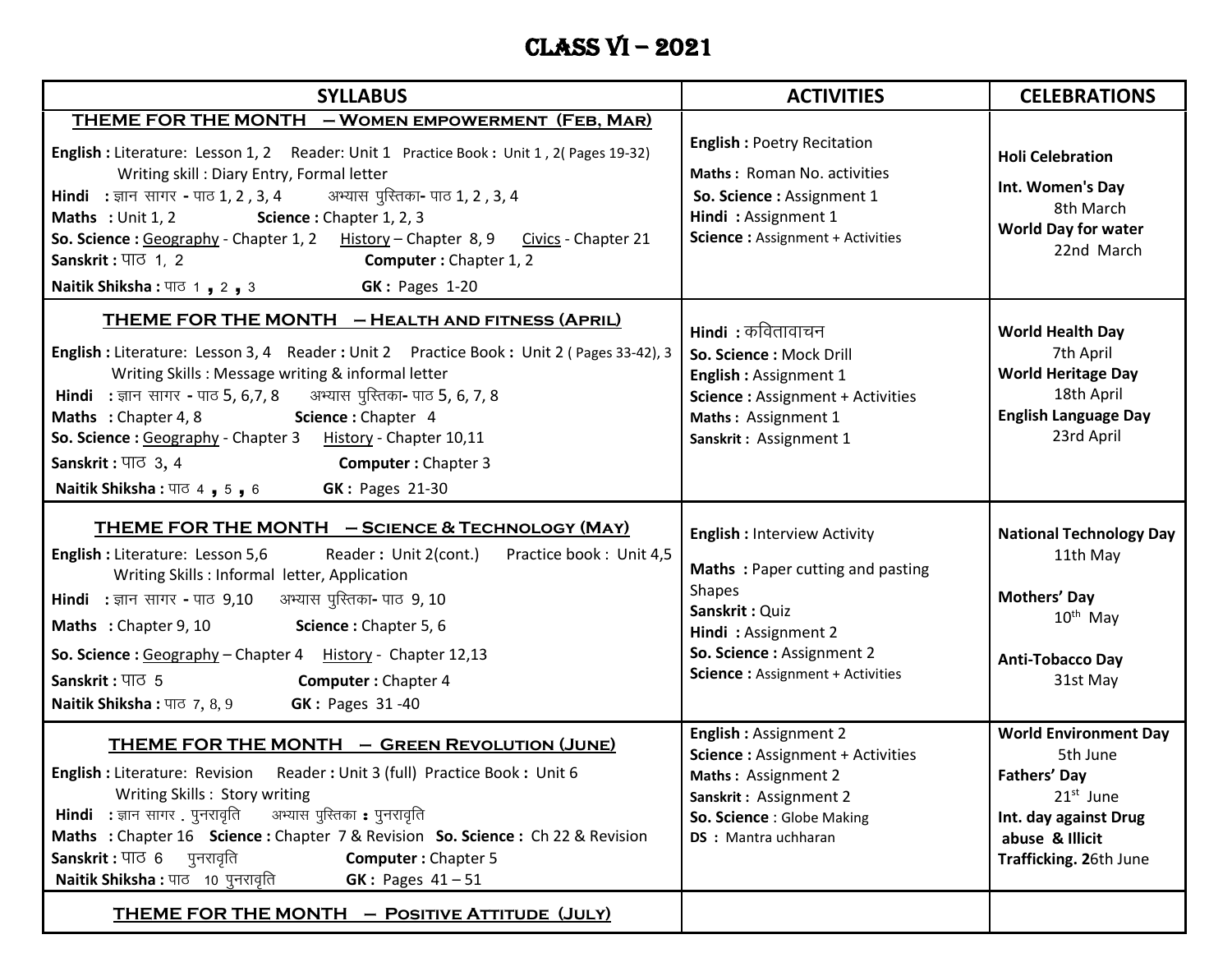# CLASS VI – 2021

| SYLLABUS | ACTIVITIES | CELEBRATIONS |
|---|---|---|
| **THEME FOR THE MONTH – Women empowerment (Feb, Mar)**<br>**English :** Literature: Lesson 1, 2 Reader: Unit 1 Practice Book **:** Unit 1 , 2( Pages 19-32)<br>Writing skill : Diary Entry, Formal letter<br>**Hindi :** ज्ञान सागर **-** पाठ 1, 2 , 3, 4 अभ्यास पुस्तिका**-** पाठ 1, 2 , 3, 4<br>**Maths :** Unit 1, 2 **Science :** Chapter 1, 2, 3<br>**So. Science :** Geography - Chapter 1, 2 History – Chapter 8, 9 Civics - Chapter 21<br>**Sanskrit :** पाठ 1, 2 **Computer :** Chapter 1, 2<br>**Naitik Shiksha :** पाठ 1 , 2 , 3 **GK :** Pages 1-20 | **English :** Poetry Recitation<br>**Maths :** Roman No. activities<br>**So. Science :** Assignment 1<br>**Hindi :** Assignment 1<br>**Science :** Assignment + Activities | **Holi Celebration**<br>**Int. Women's Day** 8th March<br>**World Day for water** 22nd March |
| **THEME FOR THE MONTH – Health and fitness (April)**<br>**English :** Literature: Lesson 3, 4 Reader **:** Unit 2 Practice Book **:** Unit 2 ( Pages 33-42), 3<br>Writing Skills : Message writing & informal letter<br>**Hindi :** ज्ञान सागर **-** पाठ 5, 6,7, 8 अभ्यास पुस्तिका**-** पाठ 5, 6, 7, 8<br>**Maths :** Chapter 4, 8 **Science :** Chapter 4<br>**So. Science :** Geography - Chapter 3 History - Chapter 10,11<br>**Sanskrit :** पाठ 3, 4 **Computer :** Chapter 3<br>**Naitik Shiksha :** पाठ 4 , 5 , 6 **GK :** Pages 21-30 | **Hindi :** कवितावाचन<br>**So. Science :** Mock Drill<br>**English :** Assignment 1<br>**Science :** Assignment + Activities<br>**Maths :** Assignment 1<br>**Sanskrit :** Assignment 1 | **World Health Day** 7th April<br>**World Heritage Day** 18th April<br>**English Language Day** 23rd April |
| **THEME FOR THE MONTH – Science & Technology (May)**<br>**English :** Literature: Lesson 5,6 Reader **:** Unit 2(cont.) Practice book : Unit 4,5<br>Writing Skills : Informal letter, Application<br>**Hindi :** ज्ञान सागर **-** पाठ 9,10 अभ्यास पुस्तिका**-** पाठ 9, 10<br>**Maths :** Chapter 9, 10 **Science :** Chapter 5, 6<br>**So. Science :** Geography – Chapter 4 History - Chapter 12,13<br>**Sanskrit :** पाठ 5 **Computer :** Chapter 4<br>**Naitik Shiksha :** पाठ 7, 8, 9 **GK :** Pages 31 -40 | **English :** Interview Activity<br>**Maths :** Paper cutting and pasting Shapes<br>**Sanskrit :** Quiz<br>**Hindi :** Assignment 2<br>**So. Science :** Assignment 2<br>**Science :** Assignment + Activities | **National Technology Day** 11th May<br>**Mothers' Day** 10th May<br>**Anti-Tobacco Day** 31st May |
| **THEME FOR THE MONTH – Green Revolution (June)**<br>**English :** Literature: Revision Reader **:** Unit 3 (full) Practice Book **:** Unit 6<br>Writing Skills : Story writing<br>**Hindi :** ज्ञान सागर . पुनरावृति अभ्यास पुस्तिका **:** पुनरावृति<br>**Maths :** Chapter 16 **Science :** Chapter 7 & Revision **So. Science :** Ch 22 & Revision<br>**Sanskrit :** पाठ 6 पुनरावृति **Computer :** Chapter 5<br>**Naitik Shiksha :** पाठ 10 पुनरावृति **GK :** Pages 41 – 51 | **English :** Assignment 2<br>**Science :** Assignment + Activities<br>**Maths :** Assignment 2<br>**Sanskrit :** Assignment 2<br>**So. Science** : Globe Making<br>**DS :** Mantra uchharan | **World Environment Day** 5th June<br>**Fathers' Day** 21st June<br>**Int. day against Drug abuse & Illicit Trafficking. 2**6th June |
| **THEME FOR THE MONTH – Positive Attitude (July)** | | |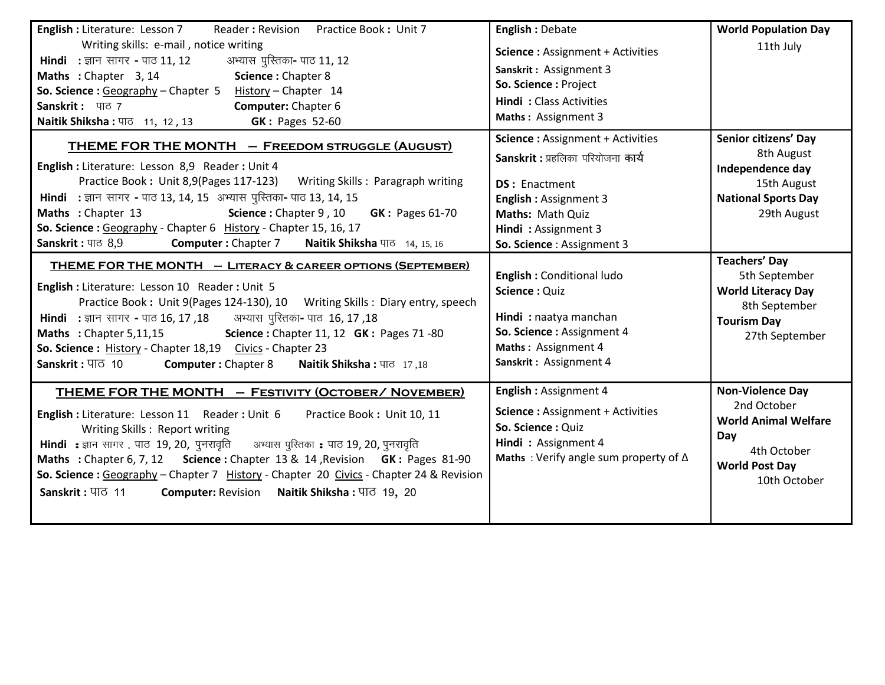| | | |
|---|---|---|
| **English :** Literature: Lesson 7 Reader **:** Revision Practice Book **:** Unit 7<br>Writing skills: e-mail , notice writing<br>**Hindi :** ज्ञान सागर **-** पाठ 11, 12 अभ्यास पुस्तिका**-** पाठ 11, 12<br>**Maths :** Chapter 3, 14 **Science :** Chapter 8<br>**So. Science :** Geography – Chapter 5 History – Chapter 14<br>**Sanskrit :** पाठ 7 **Computer:** Chapter 6<br>**Naitik Shiksha :** पाठ 11, 12 , 13 **GK :** Pages 52-60 | **English :** Debate<br>**Science :** Assignment + Activities<br>**Sanskrit :** Assignment 3<br>**So. Science :** Project<br>**Hindi :** Class Activities<br>**Maths :** Assignment 3 | **World Population Day**<br>11th July |
| **THEME FOR THE MONTH – FREEDOM STRUGGLE (AUGUST)**<br>**English :** Literature: Lesson 8,9 Reader **:** Unit 4<br>Practice Book **:** Unit 8,9(Pages 117-123) Writing Skills : Paragraph writing<br>**Hindi :** ज्ञान सागर **-** पाठ 13, 14, 15 अभ्यास पुस्तिका**-** पाठ 13, 14, 15<br>**Maths :** Chapter 13 **Science :** Chapter 9 , 10 **GK :** Pages 61-70<br>**So. Science :** Geography - Chapter 6 History - Chapter 15, 16, 17<br>**Sanskrit :** पाठ 8,9 **Computer :** Chapter 7 **Naitik Shiksha** पाठ 14, 15, 16 | **Science :** Assignment + Activities<br>**Sanskrit :** प्रहलिका परियोजना **कार्य**<br>**DS :** Enactment<br>**English :** Assignment 3<br>**Maths:** Math Quiz<br>**Hindi :** Assignment 3<br>**So. Science** : Assignment 3 | **Senior citizens' Day**<br>8th August<br>**Independence day**<br>15th August<br>**National Sports Day**<br>29th August |
| **THEME FOR THE MONTH – LITERACY & CAREER OPTIONS (SEPTEMBER)**<br>**English :** Literature: Lesson 10 Reader **:** Unit 5<br>Practice Book **:** Unit 9(Pages 124-130), 10 Writing Skills : Diary entry, speech<br>**Hindi :** ज्ञान सागर **-** पाठ 16, 17 ,18 अभ्यास पुस्तिका**-** पाठ 16, 17 ,18<br>**Maths :** Chapter 5,11,15 **Science :** Chapter 11, 12 **GK :** Pages 71 -80<br>**So. Science :** History - Chapter 18,19 Civics - Chapter 23<br>**Sanskrit :** पाठ 10 **Computer :** Chapter 8 **Naitik Shiksha :** पाठ 17 ,18 | **English :** Conditional ludo<br>**Science :** Quiz<br>**Hindi :** naatya manchan<br>**So. Science :** Assignment 4<br>**Maths :** Assignment 4<br>**Sanskrit :** Assignment 4 | **Teachers' Day**<br>5th September<br>**World Literacy Day**<br>8th September<br>**Tourism Day**<br>27th September |
| **THEME FOR THE MONTH – FESTIVITY (OCTOBER/ NOVEMBER)**<br>**English :** Literature: Lesson 11 Reader **:** Unit 6 Practice Book **:** Unit 10, 11<br>Writing Skills : Report writing<br>**Hindi :** ज्ञान सागर . पाठ 19, 20, पुनरावृति अभ्यास पुस्तिका **:** पाठ 19, 20, पुनरावृति<br>**Maths :** Chapter 6, 7, 12 **Science :** Chapter 13 & 14 ,Revision **GK :** Pages 81-90<br>**So. Science :** Geography – Chapter 7 History - Chapter 20 Civics - Chapter 24 & Revision<br>**Sanskrit :** पाठ 11 **Computer:** Revision **Naitik Shiksha :** पाठ 19, 20 | **English :** Assignment 4<br>**Science :** Assignment + Activities<br>**So. Science :** Quiz<br>**Hindi :** Assignment 4<br>**Maths** : Verify angle sum property of Δ | **Non-Violence Day**<br>2nd October<br>**World Animal Welfare Day**<br>4th October<br>**World Post Day**<br>10th October |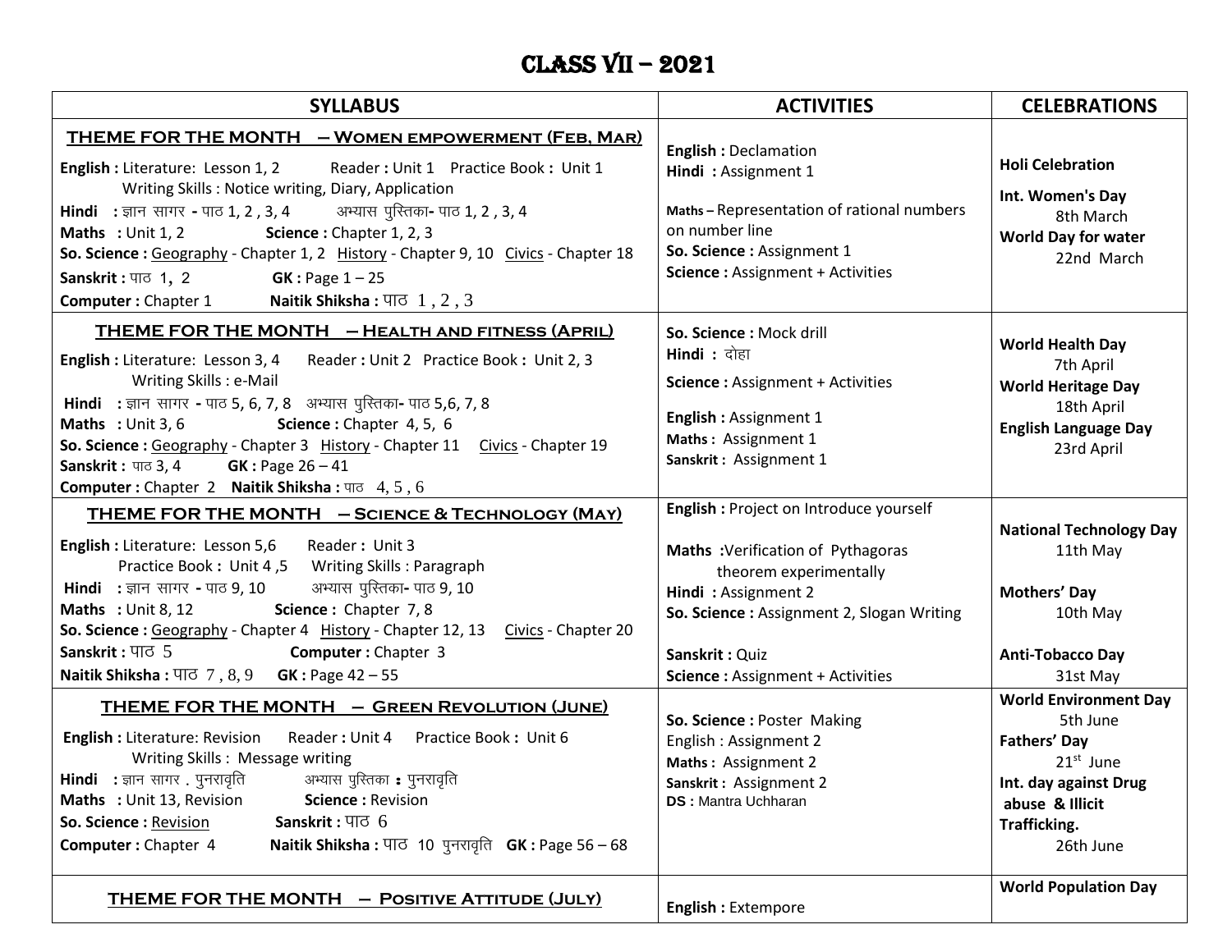# CLASS VII – 2021

| SYLLABUS | ACTIVITIES | CELEBRATIONS |
|---|---|---|
| **THEME FOR THE MONTH – WOMEN EMPOWERMENT (FEB, MAR)**<br>**English :** Literature: Lesson 1, 2 Reader **:** Unit 1 Practice Book **:** Unit 1 Writing Skills : Notice writing, Diary, Application<br>**Hindi :** ज्ञान सागर **-** पाठ 1, 2 , 3, 4 अभ्यास पुस्तिका**-** पाठ 1, 2 , 3, 4<br>**Maths :** Unit 1, 2 **Science :** Chapter 1, 2, 3<br>**So. Science :** Geography - Chapter 1, 2 History - Chapter 9, 10 Civics - Chapter 18<br>**Sanskrit :** पाठ 1, 2 **GK :** Page 1 – 25<br>**Computer :** Chapter 1 **Naitik Shiksha :** पाठ 1 , 2 , 3 | **English :** Declamation<br>**Hindi :** Assignment 1<br>**Maths –** Representation of rational numbers on number line<br>**So. Science :** Assignment 1<br>**Science :** Assignment + Activities | **Holi Celebration**<br>**Int. Women's Day** 8th March<br>**World Day for water** 22nd March |
| **THEME FOR THE MONTH – HEALTH AND FITNESS (APRIL)**<br>**English :** Literature: Lesson 3, 4 Reader **:** Unit 2 Practice Book **:** Unit 2, 3 Writing Skills : e-Mail<br>**Hindi :** ज्ञान सागर **-** पाठ 5, 6, 7, 8 अभ्यास पुस्तिका**-** पाठ 5,6, 7, 8<br>**Maths :** Unit 3, 6 **Science :** Chapter 4, 5, 6<br>**So. Science :** Geography - Chapter 3 History - Chapter 11 Civics - Chapter 19<br>**Sanskrit :** पाठ 3, 4 **GK :** Page 26 – 41<br>**Computer :** Chapter 2 **Naitik Shiksha :** पाठ 4, 5 , 6 | **So. Science :** Mock drill<br>**Hindi :** दोहा<br>**Science :** Assignment + Activities<br>**English :** Assignment 1<br>**Maths :** Assignment 1<br>**Sanskrit :** Assignment 1 | **World Health Day** 7th April<br>**World Heritage Day** 18th April<br>**English Language Day** 23rd April |
| **THEME FOR THE MONTH – SCIENCE & TECHNOLOGY (MAY)**<br>**English :** Literature: Lesson 5,6 Reader **:** Unit 3 Practice Book **:** Unit 4 ,5 Writing Skills : Paragraph<br>**Hindi :** ज्ञान सागर **-** पाठ 9, 10 अभ्यास पुस्तिका**-** पाठ 9, 10<br>**Maths :** Unit 8, 12 **Science :** Chapter 7, 8<br>**So. Science :** Geography - Chapter 4 History - Chapter 12, 13 Civics - Chapter 20<br>**Sanskrit :** पाठ 5 **Computer :** Chapter 3<br>**Naitik Shiksha :** पाठ 7 , 8, 9 **GK :** Page 42 – 55 | **English :** Project on Introduce yourself<br>**Maths :** Verification of Pythagoras theorem experimentally<br>**Hindi :** Assignment 2<br>**So. Science :** Assignment 2, Slogan Writing<br>**Sanskrit :** Quiz<br>**Science :** Assignment + Activities | **National Technology Day** 11th May<br>**Mothers' Day** 10th May<br>**Anti-Tobacco Day** 31st May |
| **THEME FOR THE MONTH – GREEN REVOLUTION (JUNE)**<br>**English :** Literature: Revision Reader **:** Unit 4 Practice Book **:** Unit 6 Writing Skills : Message writing<br>**Hindi :** ज्ञान सागर . पुनरावृति अभ्यास पुस्तिका **:** पुनरावृति<br>**Maths :** Unit 13, Revision **Science :** Revision<br>**So. Science :** Revision **Sanskrit :** पाठ 6<br>**Computer :** Chapter 4 **Naitik Shiksha :** पाठ 10 पुनरावृति **GK :** Page 56 – 68 | **So. Science :** Poster Making<br>English : Assignment 2<br>**Maths :** Assignment 2<br>**Sanskrit :** Assignment 2<br>**DS :** Mantra Uchharan | **World Environment Day** 5th June<br>**Fathers' Day** 21st June<br>**Int. day against Drug abuse & Illicit Trafficking.** 26th June |
| **THEME FOR THE MONTH – POSITIVE ATTITUDE (JULY)** | **English :** Extempore | **World Population Day** |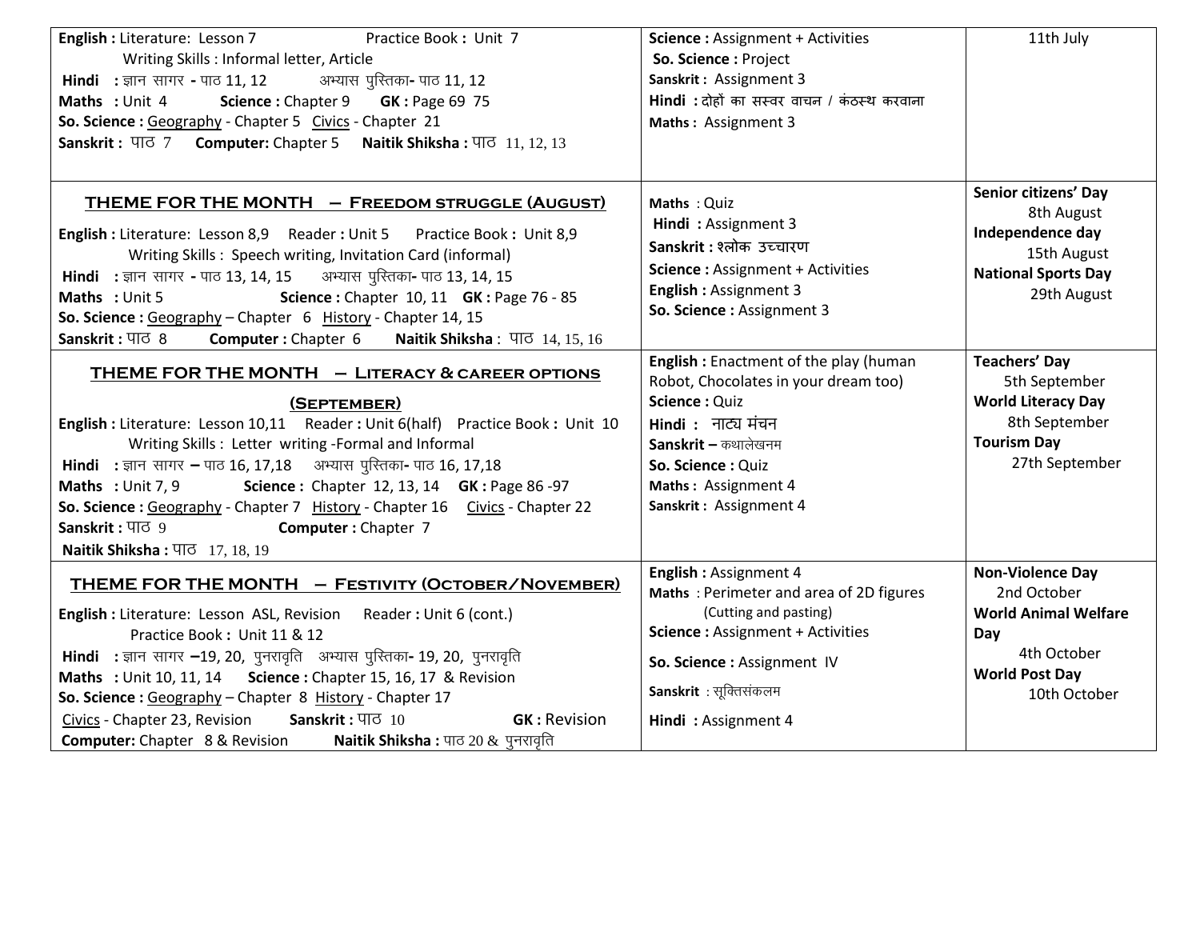| | | |
|---|---|---|
| **English :** Literature: Lesson 7 Practice Book **:** Unit 7<br>Writing Skills : Informal letter, Article<br>**Hindi :** ज्ञान सागर **-** पाठ 11, 12 अभ्यास पुस्तिका**-** पाठ 11, 12<br>**Maths :** Unit 4 **Science :** Chapter 9 **GK :** Page 69 75<br>**So. Science :** Geography - Chapter 5 Civics - Chapter 21<br>**Sanskrit :** पाठ 7 **Computer:** Chapter 5 **Naitik Shiksha :** पाठ 11, 12, 13 | **Science :** Assignment + Activities<br>**So. Science :** Project<br>**Sanskrit :** Assignment 3<br>**Hindi :** दोहों का सस्वर वाचन / कंठस्थ करवाना<br>**Maths :** Assignment 3 | 11th July |
| **THEME FOR THE MONTH – FREEDOM STRUGGLE (AUGUST)**<br>**English :** Literature: Lesson 8,9 Reader **:** Unit 5 Practice Book **:** Unit 8,9<br>Writing Skills : Speech writing, Invitation Card (informal)<br>**Hindi :** ज्ञान सागर **-** पाठ 13, 14, 15 अभ्यास पुस्तिका**-** पाठ 13, 14, 15<br>**Maths :** Unit 5 **Science :** Chapter 10, 11 **GK :** Page 76 - 85<br>**So. Science :** Geography – Chapter 6 History - Chapter 14, 15<br>**Sanskrit :** पाठ 8 **Computer :** Chapter 6 **Naitik Shiksha** : पाठ 14, 15, 16 | **Maths** : Quiz<br>**Hindi :** Assignment 3<br>**Sanskrit :** श्लोक उच्चारण<br>**Science :** Assignment + Activities<br>**English :** Assignment 3<br>**So. Science :** Assignment 3 | **Senior citizens' Day**<br>8th August<br>**Independence day**<br>15th August<br>**National Sports Day**<br>29th August |
| **THEME FOR THE MONTH – LITERACY & CAREER OPTIONS (SEPTEMBER)**<br>**English :** Literature: Lesson 10,11 Reader **:** Unit 6(half) Practice Book **:** Unit 10<br>Writing Skills : Letter writing -Formal and Informal<br>**Hindi :** ज्ञान सागर **–** पाठ 16, 17,18 अभ्यास पुस्तिका**-** पाठ 16, 17,18<br>**Maths :** Unit 7, 9 **Science :** Chapter 12, 13, 14 **GK :** Page 86 -97<br>**So. Science :** Geography - Chapter 7 History - Chapter 16 Civics - Chapter 22<br>**Sanskrit :** पाठ 9 **Computer :** Chapter 7<br>**Naitik Shiksha :** पाठ 17, 18, 19 | **English :** Enactment of the play (human Robot, Chocolates in your dream too)<br>**Science :** Quiz<br>**Hindi :** नाट्य मंचन<br>**Sanskrit –** कथालेखनम<br>**So. Science :** Quiz<br>**Maths :** Assignment 4<br>**Sanskrit :** Assignment 4 | **Teachers' Day**<br>5th September<br>**World Literacy Day**<br>8th September<br>**Tourism Day**<br>27th September |
| **THEME FOR THE MONTH – FESTIVITY (OCTOBER/NOVEMBER)**<br>**English :** Literature: Lesson ASL, Revision Reader **:** Unit 6 (cont.)<br>Practice Book **:** Unit 11 & 12<br>**Hindi :** ज्ञान सागर **–**19, 20, पुनरावृति अभ्यास पुस्तिका**-** 19, 20, पुनरावृति<br>**Maths :** Unit 10, 11, 14 **Science :** Chapter 15, 16, 17 & Revision<br>**So. Science :** Geography – Chapter 8 History - Chapter 17<br>Civics - Chapter 23, Revision **Sanskrit :** पाठ 10 **GK :** Revision<br>**Computer:** Chapter 8 & Revision **Naitik Shiksha :** पाठ 20 & पुनरावृति | **English :** Assignment 4<br>**Maths** : Perimeter and area of 2D figures (Cutting and pasting)<br>**Science :** Assignment + Activities<br>**So. Science :** Assignment IV<br>**Sanskrit** : सूक्तिसंकलम<br>**Hindi :** Assignment 4 | **Non-Violence Day**<br>2nd October<br>**World Animal Welfare Day**<br>4th October<br>**World Post Day**<br>10th October |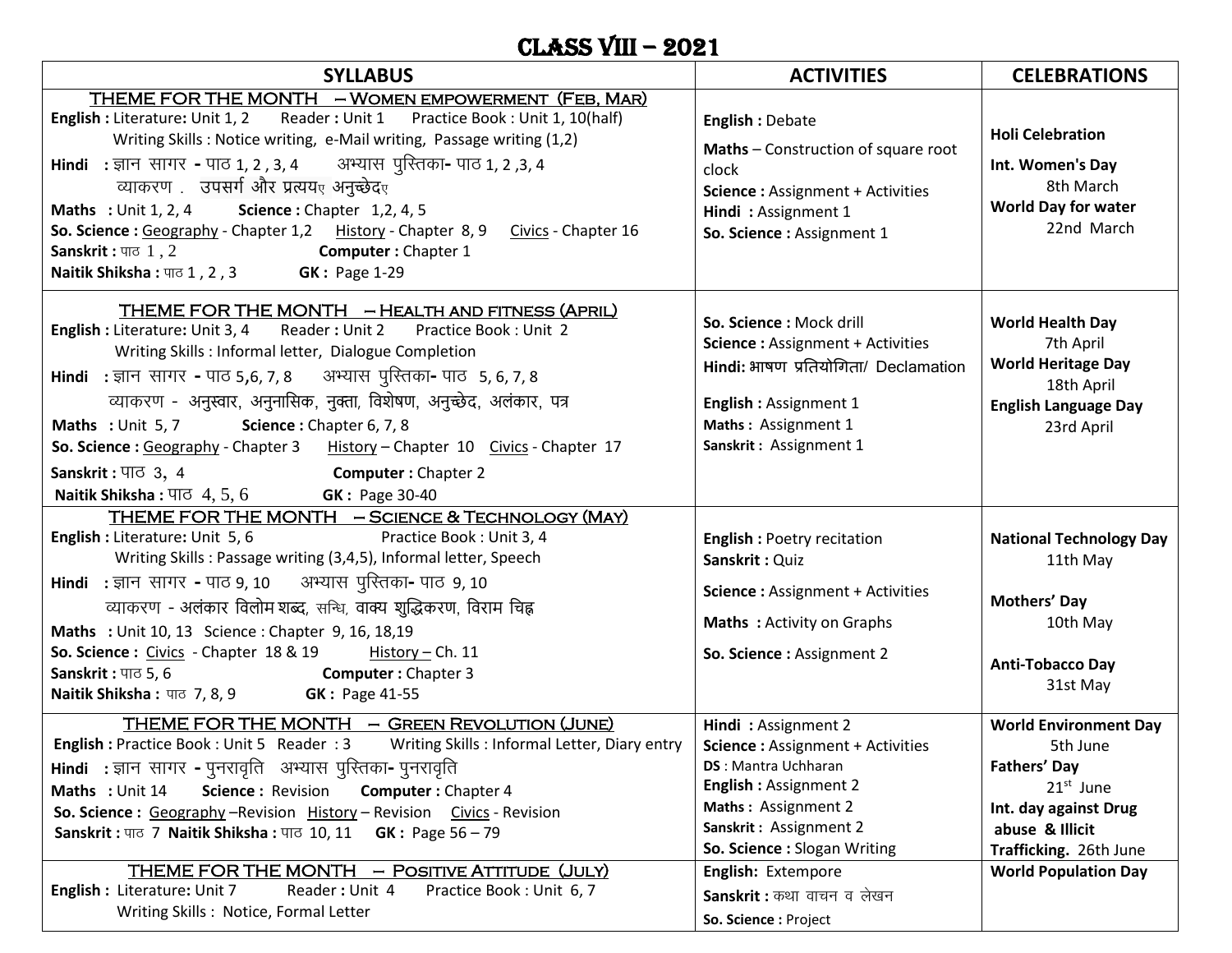# CLASS VIII – 2021

| SYLLABUS | ACTIVITIES | CELEBRATIONS |
|---|---|---|
| **THEME FOR THE MONTH – WOMEN EMPOWERMENT (FEB, MAR)**<br>**English :** Literature: Unit 1, 2 Reader : Unit 1 Practice Book : Unit 1, 10(half)<br>Writing Skills : Notice writing, e-Mail writing, Passage writing (1,2)<br>**Hindi :** ज्ञान सागर - पाठ 1, 2 , 3, 4 अभ्यास पुस्तिका- पाठ 1, 2 ,3, 4<br>व्याकरण . उपसर्ग और प्रत्ययए अनुच्छेदए<br>**Maths :** Unit 1, 2, 4 **Science :** Chapter 1,2, 4, 5<br>**So. Science :** Geography - Chapter 1,2 History - Chapter 8, 9 Civics - Chapter 16<br>**Sanskrit :** पाठ 1 , 2 **Computer :** Chapter 1<br>**Naitik Shiksha :** पाठ 1 , 2 , 3 **GK :** Page 1-29 | **English :** Debate<br>**Maths** – Construction of square root clock<br>**Science :** Assignment + Activities<br>**Hindi :** Assignment 1<br>**So. Science :** Assignment 1 | **Holi Celebration**<br>**Int. Women's Day** 8th March<br>**World Day for water** 22nd March |
| **THEME FOR THE MONTH – HEALTH AND FITNESS (APRIL)**<br>**English :** Literature: Unit 3, 4 Reader : Unit 2 Practice Book : Unit 2<br>Writing Skills : Informal letter, Dialogue Completion<br>**Hindi :** ज्ञान सागर - पाठ 5,6, 7, 8 अभ्यास पुस्तिका- पाठ 5, 6, 7, 8<br>व्याकरण - अनुस्वार, अनुनासिक, नुक्ता, विशेषण, अनुच्छेद, अलंकार, पत्र<br>**Maths :** Unit 5, 7 **Science :** Chapter 6, 7, 8<br>**So. Science :** Geography - Chapter 3 History – Chapter 10 Civics - Chapter 17<br>**Sanskrit :** पाठ 3, 4 **Computer :** Chapter 2<br>**Naitik Shiksha :** पाठ 4, 5, 6 **GK :** Page 30-40 | **So. Science :** Mock drill<br>**Science :** Assignment + Activities<br>**Hindi:** भाषण प्रतियोगिता/ Declamation<br>**English :** Assignment 1<br>**Maths :** Assignment 1<br>**Sanskrit :** Assignment 1 | **World Health Day** 7th April<br>**World Heritage Day** 18th April<br>**English Language Day** 23rd April |
| **THEME FOR THE MONTH – SCIENCE & TECHNOLOGY (MAY)**<br>**English :** Literature: Unit 5, 6 Practice Book : Unit 3, 4<br>Writing Skills : Passage writing (3,4,5), Informal letter, Speech<br>**Hindi :** ज्ञान सागर - पाठ 9, 10 अभ्यास पुस्तिका- पाठ 9, 10<br>व्याकरण - अलंकार विलोम शब्द, सन्धि, वाक्य शुद्धिकरण, विराम चिह्न<br>**Maths :** Unit 10, 13 Science : Chapter 9, 16, 18,19<br>**So. Science :** Civics - Chapter 18 & 19 History – Ch. 11<br>**Sanskrit :** पाठ 5, 6 **Computer :** Chapter 3<br>**Naitik Shiksha :** पाठ 7, 8, 9 **GK :** Page 41-55 | **English :** Poetry recitation<br>**Sanskrit :** Quiz<br>**Science :** Assignment + Activities<br>**Maths :** Activity on Graphs<br>**So. Science :** Assignment 2 | **National Technology Day** 11th May<br>**Mothers' Day** 10th May<br>**Anti-Tobacco Day** 31st May |
| **THEME FOR THE MONTH – GREEN REVOLUTION (JUNE)**<br>**English :** Practice Book : Unit 5 Reader : 3 Writing Skills : Informal Letter, Diary entry<br>**Hindi :** ज्ञान सागर - पुनरावृति अभ्यास पुस्तिका- पुनरावृति<br>**Maths :** Unit 14 **Science :** Revision **Computer :** Chapter 4<br>**So. Science :** Geography –Revision History – Revision Civics - Revision<br>**Sanskrit :** पाठ 7 **Naitik Shiksha :** पाठ 10, 11 **GK :** Page 56 – 79 | **Hindi :** Assignment 2<br>**Science :** Assignment + Activities<br>**DS** : Mantra Uchharan<br>**English :** Assignment 2<br>**Maths :** Assignment 2<br>**Sanskrit :** Assignment 2<br>**So. Science :** Slogan Writing | **World Environment Day** 5th June<br>**Fathers' Day** 21st June<br>**Int. day against Drug abuse & Illicit Trafficking.** 26th June |
| **THEME FOR THE MONTH – POSITIVE ATTITUDE (JULY)**<br>**English :** Literature: Unit 7 Reader : Unit 4 Practice Book : Unit 6, 7<br>Writing Skills : Notice, Formal Letter | **English:** Extempore<br>**Sanskrit :** कथा वाचन व लेखन<br>**So. Science :** Project | **World Population Day** |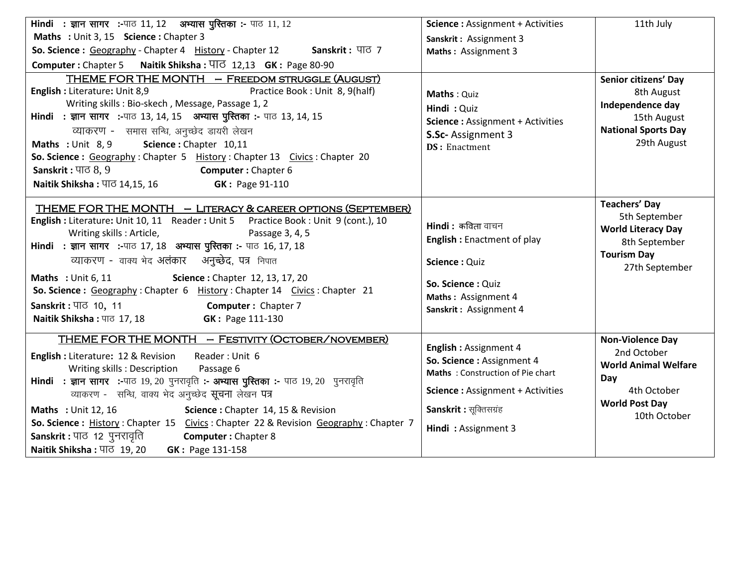| | | |
|---|---|---|
| **Hindi : ज्ञान सागर :-**पाठ 11, 12 **अभ्यास पुस्तिका :-** पाठ 11, 12<br>**Maths : **Unit 3, 15 **Science :** Chapter 3<br>**So. Science :** Geography - Chapter 4 History - Chapter 12 **Sanskrit :** पाठ 7<br>**Computer :** Chapter 5 **Naitik Shiksha :** पाठ 12,13 **GK :** Page 80-90 | **Science :** Assignment + Activities<br>**Sanskrit :** Assignment 3<br>**Maths :** Assignment 3 | 11th July |
| THEME FOR THE MONTH – FREEDOM STRUGGLE (AUGUST)<br>**English :** Literature**:** Unit 8,9 Practice Book : Unit 8, 9(half)<br>Writing skills : Bio-skech , Message, Passage 1, 2<br>**Hindi : ज्ञान सागर :-**पाठ 13, 14, 15 **अभ्यास पुस्तिका :-** पाठ 13, 14, 15<br>व्याकरण - समास सन्धि, अनुच्छेद डायरी लेखन<br>**Maths : **Unit 8, 9 **Science :** Chapter 10,11<br>**So. Science :** Geography : Chapter 5 History : Chapter 13 Civics : Chapter 20<br>**Sanskrit :** पाठ 8, 9 **Computer :** Chapter 6<br>**Naitik Shiksha :** पाठ 14,15, 16 **GK :** Page 91-110 | **Maths** : Quiz<br>**Hindi :** Quiz<br>**Science :** Assignment + Activities<br>**S.Sc-** Assignment 3<br>**DS :** Enactment | **Senior citizens' Day**<br>8th August<br>**Independence day**<br>15th August<br>**National Sports Day**<br>29th August |
| THEME FOR THE MONTH – LITERACY & CAREER OPTIONS (SEPTEMBER)<br>**English :** Literature**:** Unit 10, 11 Reader **:** Unit 5 Practice Book : Unit 9 (cont.), 10<br>Writing skills : Article, Passage 3, 4, 5<br>**Hindi : ज्ञान सागर :-**पाठ 17, 18 **अभ्यास पुस्तिका :-** पाठ 16, 17, 18<br>व्याकरण - वाक्य भेद अलंकार अनुच्छेद, पत्र निपात<br>**Maths :** Unit 6, 11 **Science :** Chapter 12, 13, 17, 20<br>**So. Science :** Geography : Chapter 6 History : Chapter 14 Civics : Chapter 21<br>**Sanskrit :** पाठ 10, 11 **Computer :** Chapter 7<br>**Naitik Shiksha :** पाठ 17, 18 **GK :** Page 111-130 | **Hindi :** कविता वाचन<br>**English :** Enactment of play<br>**Science :** Quiz<br>**So. Science :** Quiz<br>**Maths :** Assignment 4<br>**Sanskrit :** Assignment 4 | **Teachers' Day**<br>5th September<br>**World Literacy Day**<br>8th September<br>**Tourism Day**<br>27th September |
| THEME FOR THE MONTH – FESTIVITY (OCTOBER/NOVEMBER)<br>**English :** Literature**:** 12 & Revision Reader : Unit 6<br>Writing skills : Description Passage 6<br>**Hindi : ज्ञान सागर :-**पाठ 19, 20 पुनरावृति **:- अभ्यास पुस्तिका :-** पाठ 19, 20 पुनरावृति<br>व्याकरण - सन्धि, वाक्य भेद अनुच्छेद सूचना लेखन पत्र<br>**Maths :** Unit 12, 16 **Science :** Chapter 14, 15 & Revision<br>**So. Science :** History : Chapter 15 Civics : Chapter 22 & Revision Geography : Chapter 7<br>**Sanskrit :** पाठ 12 पुनरावृति **Computer :** Chapter 8<br>**Naitik Shiksha :** पाठ 19, 20 **GK :** Page 131-158 | **English :** Assignment 4<br>**So. Science :** Assignment 4<br>**Maths** : Construction of Pie chart<br>**Science :** Assignment + Activities<br>**Sanskrit :** सूक्तिसग्रंह<br>**Hindi :** Assignment 3 | **Non-Violence Day**<br>2nd October<br>**World Animal Welfare Day**<br>4th October<br>**World Post Day**<br>10th October |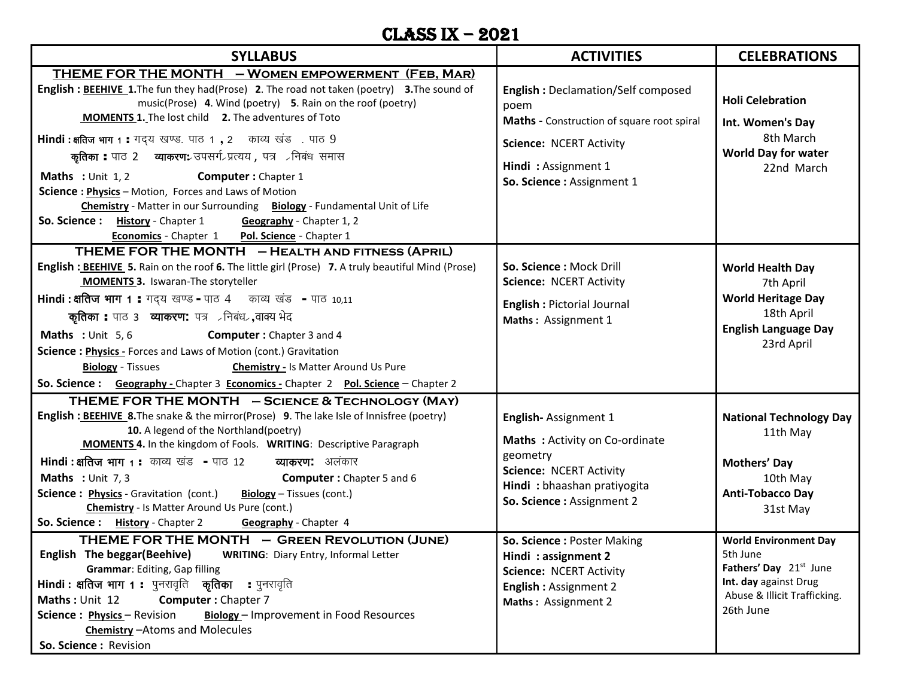# CLASS IX – 2021

| SYLLABUS | ACTIVITIES | CELEBRATIONS |
|---|---|---|
| **THEME FOR THE MONTH – WOMEN EMPOWERMENT (FEB, MAR)**<br>**English : BEEHIVE 1.** The fun they had(Prose) **2.** The road not taken (poetry) **3.** The sound of music(Prose) **4.** Wind (poetry) **5.** Rain on the roof (poetry)<br>**MOMENTS 1.** The lost child **2.** The adventures of Toto<br>**Hindi : क्षितिज भाग 1 :** गद्य खण्ड. पाठ 1 , 2 काव्य खंड . पाठ 9<br>**कृतिका :** पाठ 2 **व्याकरण:** उपसर्ग, प्रत्यय , पत्र , निबंध समास<br>**Maths :** Unit 1, 2 **Computer :** Chapter 1<br>**Science : Physics** – Motion, Forces and Laws of Motion<br>**Chemistry** - Matter in our Surrounding **Biology** - Fundamental Unit of Life<br>**So. Science : History** - Chapter 1 **Geography** - Chapter 1, 2<br>**Economics** - Chapter 1 **Pol. Science** - Chapter 1 | **English :** Declamation/Self composed poem<br>**Maths -** Construction of square root spiral<br>**Science:** NCERT Activity<br>**Hindi :** Assignment 1<br>**So. Science :** Assignment 1 | **Holi Celebration**<br>**Int. Women's Day** 8th March<br>**World Day for water** 22nd March |
| **THEME FOR THE MONTH – HEALTH AND FITNESS (APRIL)**<br>**English : BEEHIVE 5.** Rain on the roof **6.** The little girl (Prose) **7.** A truly beautiful Mind (Prose)<br>**MOMENTS 3.** Iswaran-The storyteller<br>**Hindi : क्षितिज भाग 1 :** गद्य खण्ड - पाठ 4 काव्य खंड - पाठ 10,11<br>**कृतिका :** पाठ 3 **व्याकरण:** पत्र , निबंध ,वाक्य भेद<br>**Maths :** Unit 5, 6 **Computer :** Chapter 3 and 4<br>**Science : Physics -** Forces and Laws of Motion (cont.) Gravitation<br>**Biology** - Tissues **Chemistry -** Is Matter Around Us Pure<br>**So. Science : Geography -** Chapter 3 **Economics -** Chapter 2 **Pol. Science** – Chapter 2 | **So. Science :** Mock Drill<br>**Science:** NCERT Activity<br>**English :** Pictorial Journal<br>**Maths :** Assignment 1 | **World Health Day** 7th April<br>**World Heritage Day** 18th April<br>**English Language Day** 23rd April |
| **THEME FOR THE MONTH – SCIENCE & TECHNOLOGY (MAY)**<br>**English : BEEHIVE 8.** The snake & the mirror(Prose) **9.** The lake Isle of Innisfree (poetry) **10.** A legend of the Northland(poetry)<br>**MOMENTS 4.** In the kingdom of Fools. **WRITING**: Descriptive Paragraph<br>**Hindi : क्षितिज भाग 1 :** काव्य खंड - पाठ 12 **व्याकरण:** अलंकार<br>**Maths :** Unit 7, 3 **Computer :** Chapter 5 and 6<br>**Science : Physics** - Gravitation (cont.) **Biology** – Tissues (cont.)<br>**Chemistry** - Is Matter Around Us Pure (cont.)<br>**So. Science : History** - Chapter 2 **Geography** - Chapter 4 | **English-** Assignment 1<br>**Maths :** Activity on Co-ordinate geometry<br>**Science:** NCERT Activity<br>**Hindi :** bhaashan pratiyogita<br>**So. Science :** Assignment 2 | **National Technology Day** 11th May<br>**Mothers' Day** 10th May<br>**Anti-Tobacco Day** 31st May |
| **THEME FOR THE MONTH – GREEN REVOLUTION (JUNE)**<br>**English The beggar(Beehive) WRITING**: Diary Entry, Informal Letter<br>**Grammar**: Editing, Gap filling<br>**Hindi : क्षितिज भाग 1 :** पुनरावृति **कृतिका :** पुनरावृति<br>**Maths :** Unit 12 **Computer :** Chapter 7<br>**Science : Physics** – Revision **Biology** – Improvement in Food Resources<br>**Chemistry** –Atoms and Molecules<br>**So. Science :** Revision | **So. Science :** Poster Making<br>**Hindi : assignment 2**<br>**Science:** NCERT Activity<br>**English :** Assignment 2<br>**Maths :** Assignment 2 | **World Environment Day** 5th June<br>**Fathers' Day** 21st June<br>**Int. day** against Drug Abuse & Illicit Trafficking. 26th June |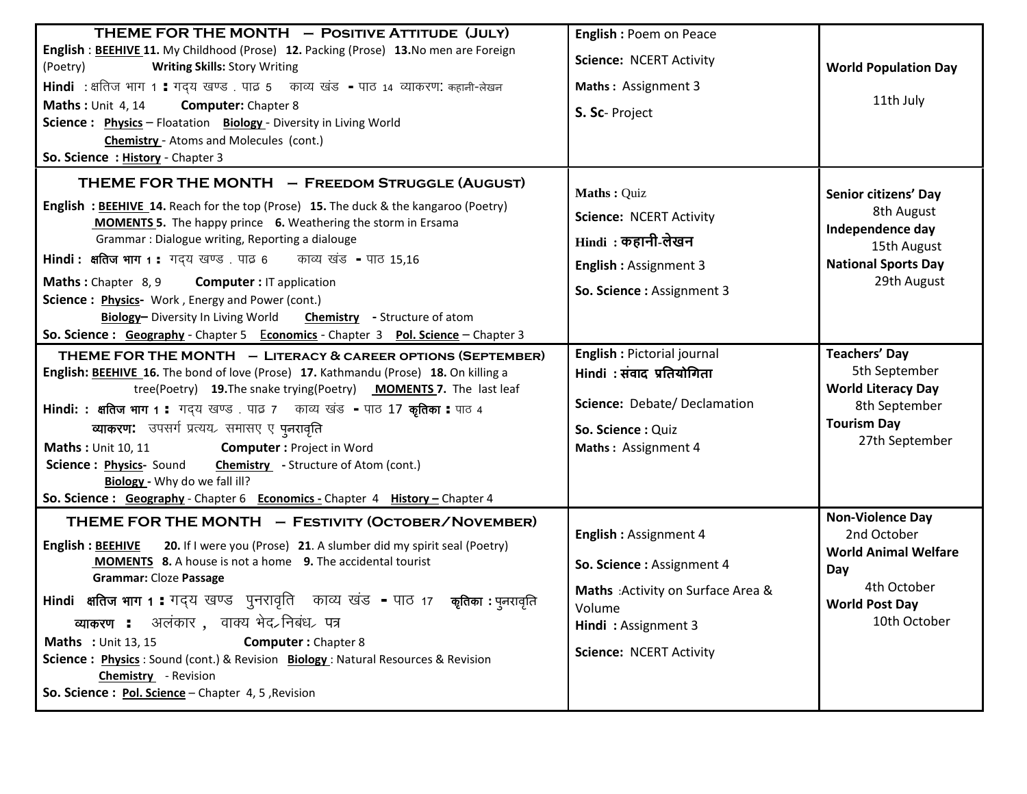| | | |
|---|---|---|
| **THEME FOR THE MONTH – POSITIVE ATTITUDE (JULY)**<br>**English** : **BEEHIVE 11.** My Childhood (Prose) **12.** Packing (Prose) **13.** No men are Foreign (Poetry) **Writing Skills:** Story Writing<br>**Hindi** : क्षितिज भाग 1 **:** गद्य खण्ड . पाठ 5 काव्य खंड **-** पाठ 14 व्याकरण: कहानी-लेखन<br>**Maths :** Unit 4, 14 **Computer:** Chapter 8<br>**Science : Physics** – Floatation **Biology** - Diversity in Living World<br>**Chemistry** - Atoms and Molecules (cont.)<br>**So. Science : History** - Chapter 3 | **English :** Poem on Peace<br>**Science:** NCERT Activity<br>**Maths :** Assignment 3<br>**S. Sc**- Project | **World Population Day**<br>11th July |
| **THEME FOR THE MONTH – FREEDOM STRUGGLE (AUGUST)**<br>**English : BEEHIVE 14.** Reach for the top (Prose) **15.** The duck & the kangaroo (Poetry)<br>**MOMENTS 5.** The happy prince **6.** Weathering the storm in Ersama<br>Grammar : Dialogue writing, Reporting a dialouge<br>**Hindi : क्षितिज भाग 1 :** गद्य खण्ड . पाठ 6 काव्य खंड **-** पाठ 15,16<br>**Maths :** Chapter 8, 9 **Computer :** IT application<br>**Science : Physics**- Work , Energy and Power (cont.)<br>**Biology**– Diversity In Living World **Chemistry** - Structure of atom<br>**So. Science : Geography** - Chapter 5 **Economics** - Chapter 3 **Pol. Science** – Chapter 3 | **Maths :** Quiz<br>**Science:** NCERT Activity<br>**Hindi : कहानी-लेखन**<br>**English :** Assignment 3<br>**So. Science :** Assignment 3 | **Senior citizens' Day**<br>8th August<br>**Independence day**<br>15th August<br>**National Sports Day**<br>29th August |
| **THEME FOR THE MONTH – LITERACY & CAREER OPTIONS (SEPTEMBER)**<br>**English: BEEHIVE 16.** The bond of love (Prose) **17.** Kathmandu (Prose) **18.** On killing a tree(Poetry) **19.** The snake trying(Poetry) **MOMENTS 7.** The last leaf<br>**Hindi: : क्षितिज भाग 1 :** गद्य खण्ड . पाठ 7 काव्य खंड **-** पाठ 17 **कृतिका :** पाठ 4<br>**व्याकरण:** उपसर्ग प्रत्यय, समासए ए पुनरावृति<br>**Maths :** Unit 10, 11 **Computer :** Project in Word<br>**Science : Physics**- Sound **Chemistry** - Structure of Atom (cont.)<br>**Biology** - Why do we fall ill?<br>**So. Science : Geography** - Chapter 6 **Economics -** Chapter 4 **History –** Chapter 4 | **English :** Pictorial journal<br>**Hindi : संवाद प्रतियोगिता**<br>**Science:** Debate/ Declamation<br>**So. Science :** Quiz<br>**Maths :** Assignment 4 | **Teachers' Day**<br>5th September<br>**World Literacy Day**<br>8th September<br>**Tourism Day**<br>27th September |
| **THEME FOR THE MONTH – FESTIVITY (OCTOBER/NOVEMBER)**<br>**English : BEEHIVE 20.** If I were you (Prose) **21**. A slumber did my spirit seal (Poetry)<br>**MOMENTS 8.** A house is not a home **9.** The accidental tourist<br>**Grammar:** Cloze **Passage**<br>**Hindi क्षितिज भाग 1 :** गद्य खण्ड पुनरावृति काव्य खंड **-** पाठ 17 **कृतिका :** पुनरावृति<br>**व्याकरण :** अलंकार , वाक्य भेद, निबंध, पत्र<br>**Maths :** Unit 13, 15 **Computer :** Chapter 8<br>**Science : Physics** : Sound (cont.) & Revision **Biology** : Natural Resources & Revision<br>**Chemistry** - Revision<br>**So. Science : Pol. Science** – Chapter 4, 5 ,Revision | **English :** Assignment 4<br>**So. Science :** Assignment 4<br>**Maths** :Activity on Surface Area & Volume<br>**Hindi :** Assignment 3<br>**Science:** NCERT Activity | **Non-Violence Day**<br>2nd October<br>**World Animal Welfare Day**<br>4th October<br>**World Post Day**<br>10th October |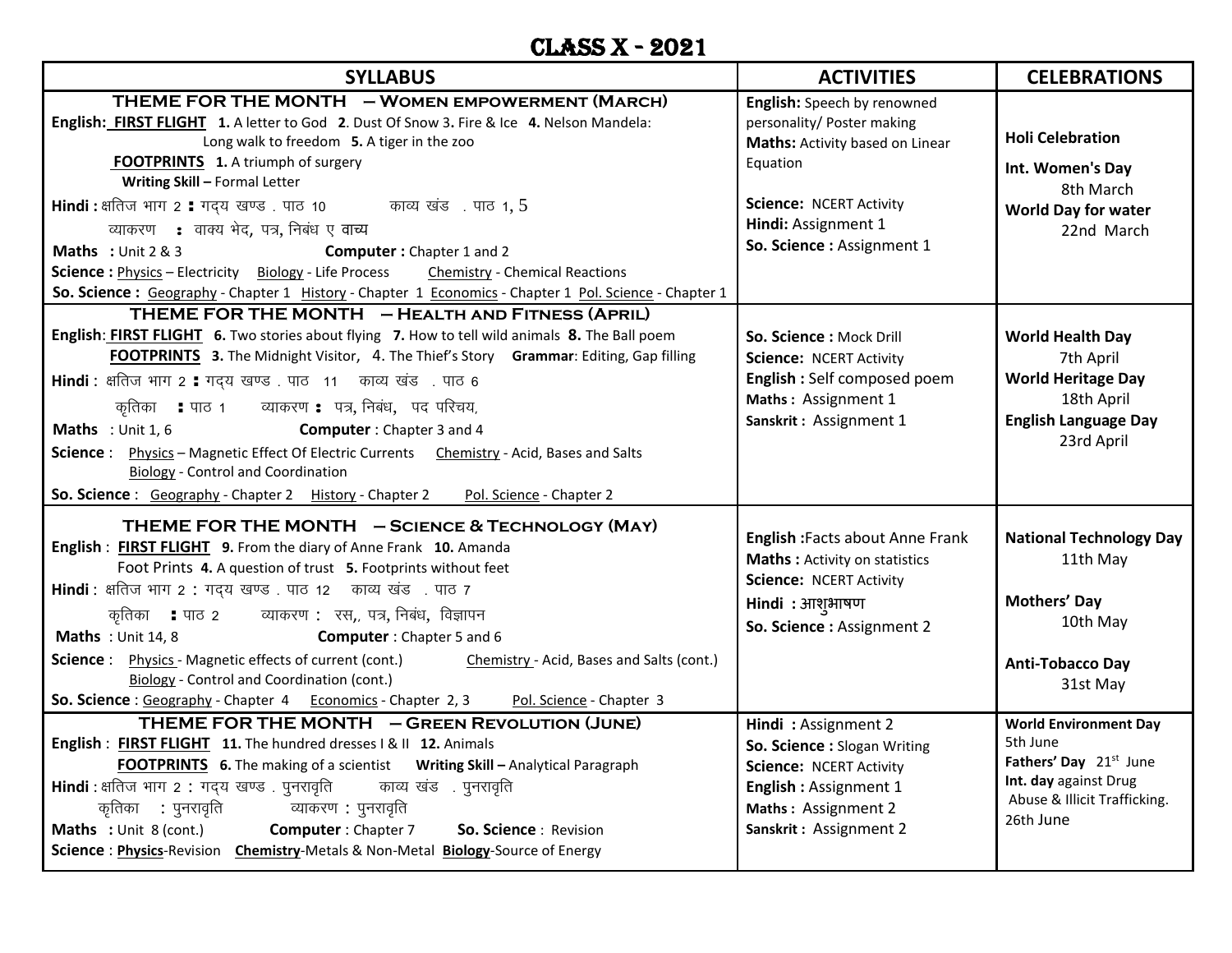# CLASS X - 2021

| SYLLABUS | ACTIVITIES | CELEBRATIONS |
|---|---|---|
| **THEME FOR THE MONTH – WOMEN EMPOWERMENT (MARCH)**<br>**English: FIRST FLIGHT** **1.** A letter to God **2**. Dust Of Snow **3.** Fire & Ice **4.** Nelson Mandela: Long walk to freedom **5.** A tiger in the zoo<br>**FOOTPRINTS** **1.** A triumph of surgery<br>**Writing Skill –** Formal Letter<br>**Hindi :** क्षितिज भाग 2 **:** गद्य खण्ड . पाठ 10 काव्य खंड . पाठ 1, 5<br>व्याकरण **:** वाक्य भेद, पत्र, निबंध ए वाच्य<br>**Maths :** Unit 2 & 3 **Computer :** Chapter 1 and 2<br>**Science :** Physics – Electricity Biology - Life Process Chemistry - Chemical Reactions<br>**So. Science :** Geography - Chapter 1 History - Chapter 1 Economics - Chapter 1 Pol. Science - Chapter 1 | **English:** Speech by renowned personality/ Poster making<br>**Maths:** Activity based on Linear Equation<br>**Science:** NCERT Activity<br>**Hindi:** Assignment 1<br>**So. Science :** Assignment 1 | **Holi Celebration**<br>**Int. Women's Day** 8th March<br>**World Day for water** 22nd March |
| **THEME FOR THE MONTH – HEALTH AND FITNESS (APRIL)**<br>**English: FIRST FLIGHT** **6.** Two stories about flying **7.** How to tell wild animals **8.** The Ball poem<br>**FOOTPRINTS** **3.** The Midnight Visitor, 4. The Thief's Story **Grammar**: Editing, Gap filling<br>**Hindi** : क्षितिज भाग 2 **:** गद्य खण्ड . पाठ 11 काव्य खंड . पाठ 6<br>कृतिका **:** पाठ 1 व्याकरण **:** पत्र, निबंध, पद परिचय,<br>**Maths** : Unit 1, 6 **Computer** : Chapter 3 and 4<br>**Science** : Physics – Magnetic Effect Of Electric Currents Chemistry - Acid, Bases and Salts Biology - Control and Coordination<br>**So. Science** : Geography - Chapter 2 History - Chapter 2 Pol. Science - Chapter 2 | **So. Science :** Mock Drill<br>**Science:** NCERT Activity<br>**English :** Self composed poem<br>**Maths :** Assignment 1<br>**Sanskrit :** Assignment 1 | **World Health Day** 7th April<br>**World Heritage Day** 18th April<br>**English Language Day** 23rd April |
| **THEME FOR THE MONTH – SCIENCE & TECHNOLOGY (MAY)**<br>**English** : **FIRST FLIGHT** **9.** From the diary of Anne Frank **10.** Amanda<br>Foot Prints **4.** A question of trust **5.** Footprints without feet<br>**Hindi** : क्षितिज भाग 2 : गद्य खण्ड . पाठ 12 काव्य खंड . पाठ 7<br>कृतिका **:** पाठ 2 व्याकरण : रस,, पत्र, निबंध, विज्ञापन<br>**Maths** : Unit 14, 8 **Computer** : Chapter 5 and 6<br>**Science** : Physics - Magnetic effects of current (cont.) Chemistry - Acid, Bases and Salts (cont.) Biology - Control and Coordination (cont.)<br>**So. Science** : Geography - Chapter 4 Economics - Chapter 2, 3 Pol. Science - Chapter 3 | **English :**Facts about Anne Frank<br>**Maths :** Activity on statistics<br>**Science:** NCERT Activity<br>**Hindi : आशुभाषण**<br>**So. Science :** Assignment 2 | **National Technology Day** 11th May<br>**Mothers' Day** 10th May<br>**Anti-Tobacco Day** 31st May |
| **THEME FOR THE MONTH – GREEN REVOLUTION (JUNE)**<br>**English** : **FIRST FLIGHT** **11.** The hundred dresses I & II **12.** Animals<br>**FOOTPRINTS** **6.** The making of a scientist **Writing Skill –** Analytical Paragraph<br>**Hindi** : क्षितिज भाग 2 : गद्य खण्ड . पुनरावृति काव्य खंड . पुनरावृति<br>कृतिका : पुनरावृति व्याकरण : पुनरावृति<br>**Maths :** Unit 8 (cont.) **Computer** : Chapter 7 **So. Science** : Revision<br>**Science** : **Physics**-Revision **Chemistry**-Metals & Non-Metal **Biology**-Source of Energy | **Hindi :** Assignment 2<br>**So. Science :** Slogan Writing<br>**Science:** NCERT Activity<br>**English :** Assignment 1<br>**Maths :** Assignment 2<br>**Sanskrit :** Assignment 2 | **World Environment Day** 5th June<br>**Fathers' Day** 21st June<br>**Int. day** against Drug Abuse & Illicit Trafficking. 26th June |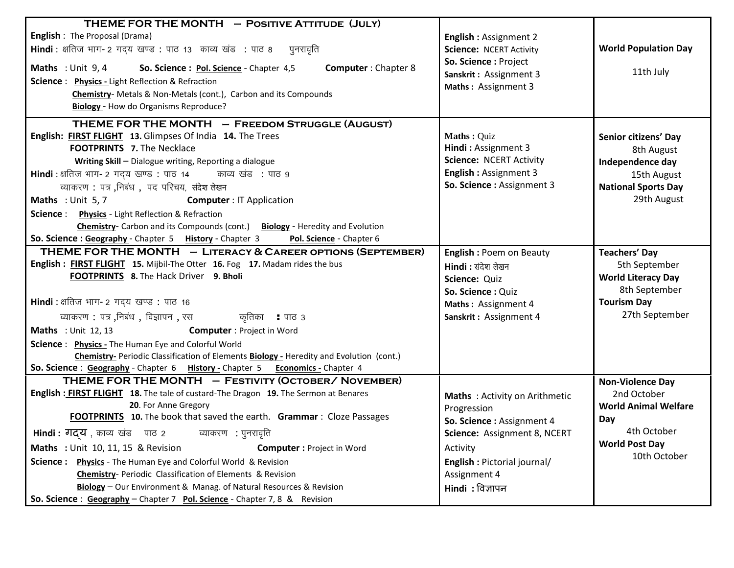| | | |
|---|---|---|
| **THEME FOR THE MONTH – POSITIVE ATTITUDE (JULY)**<br>**English** : The Proposal (Drama)<br>**Hindi** : क्षितिज भाग- 2 गद्य खण्ड : पाठ 13 काव्य खंड : पाठ 8 पुनरावृति<br>**Maths** : Unit 9, 4 **So. Science : Pol. Science** - Chapter 4,5 **Computer** : Chapter 8<br>**Science** : **Physics -** Light Reflection & Refraction<br>**Chemistry**- Metals & Non-Metals (cont.), Carbon and its Compounds<br>**Biology** - How do Organisms Reproduce? | **English :** Assignment 2<br>**Science:** NCERT Activity<br>**So. Science :** Project<br>**Sanskrit :** Assignment 3<br>**Maths :** Assignment 3 | **World Population Day**<br>11th July |
| **THEME FOR THE MONTH – FREEDOM STRUGGLE (AUGUST)**<br>**English: FIRST FLIGHT 13.** Glimpses Of India **14.** The Trees<br>**FOOTPRINTS 7.** The Necklace<br>**Writing Skill** – Dialogue writing, Reporting a dialogue<br>**Hindi** : क्षितिज भाग- 2 गद्य खण्ड : पाठ 14 काव्य खंड : पाठ 9<br>व्याकरण : पत्र ,निबंध , पद परिचय, संदेश लेखन<br>**Maths** : Unit 5, 7 **Computer** : IT Application<br>**Science** : **Physics** - Light Reflection & Refraction<br>**Chemistry**- Carbon and its Compounds (cont.) **Biology** - Heredity and Evolution<br>**So. Science : Geography** - Chapter 5 **History** - Chapter 3 **Pol. Science** - Chapter 6 | **Maths :** Quiz<br>**Hindi :** Assignment 3<br>**Science:** NCERT Activity<br>**English :** Assignment 3<br>**So. Science :** Assignment 3 | **Senior citizens' Day**<br>8th August<br>**Independence day**<br>15th August<br>**National Sports Day**<br>29th August |
| **THEME FOR THE MONTH – LITERACY & CAREER OPTIONS (SEPTEMBER)**<br>**English : FIRST FLIGHT 15.** Mijbil-The Otter **16.** Fog **17.** Madam rides the bus<br>**FOOTPRINTS 8.** The Hack Driver **9. Bholi**<br>**Hindi** : क्षितिज भाग- 2 गद्य खण्ड : पाठ 16<br>व्याकरण : पत्र ,निबंध , विज्ञापन , रस कृतिका **:** पाठ 3<br>**Maths** : Unit 12, 13 **Computer** : Project in Word<br>**Science** : **Physics -** The Human Eye and Colorful World<br>**Chemistry-** Periodic Classification of Elements **Biology -** Heredity and Evolution (cont.)<br>**So. Science** : **Geography** - Chapter 6 **History -** Chapter 5 **Economics -** Chapter 4 | **English :** Poem on Beauty<br>**Hindi :** संदेश लेखन<br>**Science:** Quiz<br>**So. Science :** Quiz<br>**Maths :** Assignment 4<br>**Sanskrit :** Assignment 4 | **Teachers' Day**<br>5th September<br>**World Literacy Day**<br>8th September<br>**Tourism Day**<br>27th September |
| **THEME FOR THE MONTH – FESTIVITY (OCTOBER/ NOVEMBER)**<br>**English : FIRST FLIGHT 18.** The tale of custard-The Dragon **19.** The Sermon at Benares<br>**20**. For Anne Gregory<br>**FOOTPRINTS 10.** The book that saved the earth. **Grammar** : Cloze Passages<br>**Hindi : गद्य** , काव्य खंड पाठ 2 व्याकरण : पुनरावृति<br>**Maths** : Unit 10, 11, 15 & Revision **Computer :** Project in Word<br>**Science : Physics** - The Human Eye and Colorful World & Revision<br>**Chemistry**- Periodic Classification of Elements & Revision<br>**Biology** – Our Environment & Manag. of Natural Resources & Revision<br>**So. Science** : **Geography** – Chapter 7 **Pol. Science** - Chapter 7, 8 & Revision | **Maths** : Activity on Arithmetic Progression<br>**So. Science :** Assignment 4<br>**Science:** Assignment 8, NCERT Activity<br>**English :** Pictorial journal/ Assignment 4<br>**Hindi :** विज्ञापन | **Non-Violence Day**<br>2nd October<br>**World Animal Welfare Day**<br>4th October<br>**World Post Day**<br>10th October |